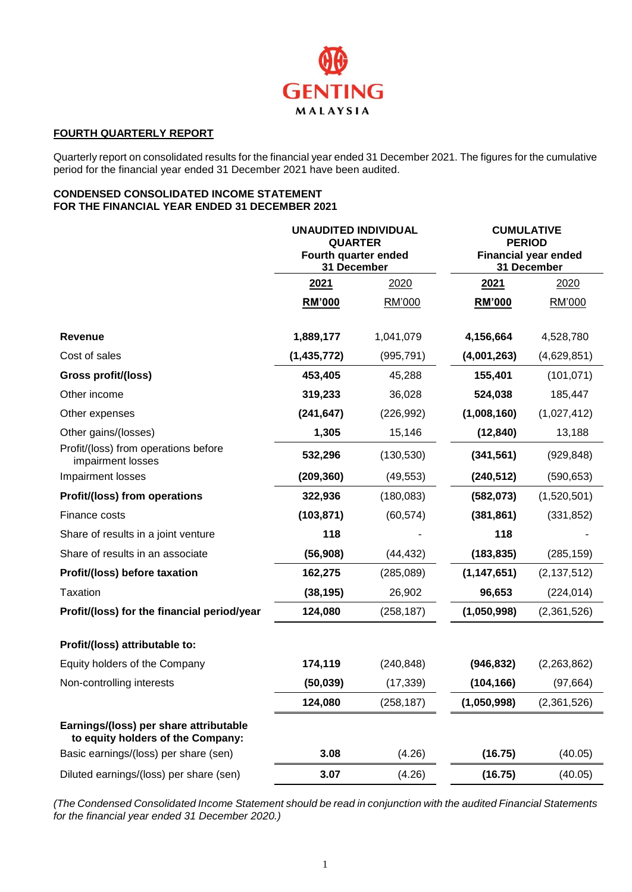GENTING MALAYSIA

## FOURTH QUARTERLY REPORT

Quarterly report on consolidated results for the financial year ended 31 December 2021. The figures for the cumulative period for the financial year ended 31 December 2021 have been audited.

### CONDENSED CONSOLIDATED INCOME STATEMENT
### FOR THE FINANCIAL YEAR ENDED 31 DECEMBER 2021

| | UNAUDITED INDIVIDUAL QUARTER Fourth quarter ended 31 December | | CUMULATIVE PERIOD Financial year ended 31 December | |
|---|---|---|---|---|
| | **2021** | 2020 | **2021** | 2020 |
| | **RM'000** | RM'000 | **RM'000** | RM'000 |
| **Revenue** | **1,889,177** | 1,041,079 | **4,156,664** | 4,528,780 |
| Cost of sales | **(1,435,772)** | (995,791) | **(4,001,263)** | (4,629,851) |
| **Gross profit/(loss)** | **453,405** | 45,288 | **155,401** | (101,071) |
| Other income | **319,233** | 36,028 | **524,038** | 185,447 |
| Other expenses | **(241,647)** | (226,992) | **(1,008,160)** | (1,027,412) |
| Other gains/(losses) | **1,305** | 15,146 | **(12,840)** | 13,188 |
| Profit/(loss) from operations before impairment losses | **532,296** | (130,530) | **(341,561)** | (929,848) |
| Impairment losses | **(209,360)** | (49,553) | **(240,512)** | (590,653) |
| **Profit/(loss) from operations** | **322,936** | (180,083) | **(582,073)** | (1,520,501) |
| Finance costs | **(103,871)** | (60,574) | **(381,861)** | (331,852) |
| Share of results in a joint venture | **118** | - | **118** | - |
| Share of results in an associate | **(56,908)** | (44,432) | **(183,835)** | (285,159) |
| **Profit/(loss) before taxation** | **162,275** | (285,089) | **(1,147,651)** | (2,137,512) |
| Taxation | **(38,195)** | 26,902 | **96,653** | (224,014) |
| **Profit/(loss) for the financial period/year** | **124,080** | (258,187) | **(1,050,998)** | (2,361,526) |
| | | | | |
| **Profit/(loss) attributable to:** | | | | |
| Equity holders of the Company | **174,119** | (240,848) | **(946,832)** | (2,263,862) |
| Non-controlling interests | **(50,039)** | (17,339) | **(104,166)** | (97,664) |
| | **124,080** | (258,187) | **(1,050,998)** | (2,361,526) |
| | | | | |
| **Earnings/(loss) per share attributable to equity holders of the Company:** | | | | |
| Basic earnings/(loss) per share (sen) | **3.08** | (4.26) | **(16.75)** | (40.05) |
| Diluted earnings/(loss) per share (sen) | **3.07** | (4.26) | **(16.75)** | (40.05) |

*(The Condensed Consolidated Income Statement should be read in conjunction with the audited Financial Statements for the financial year ended 31 December 2020.)*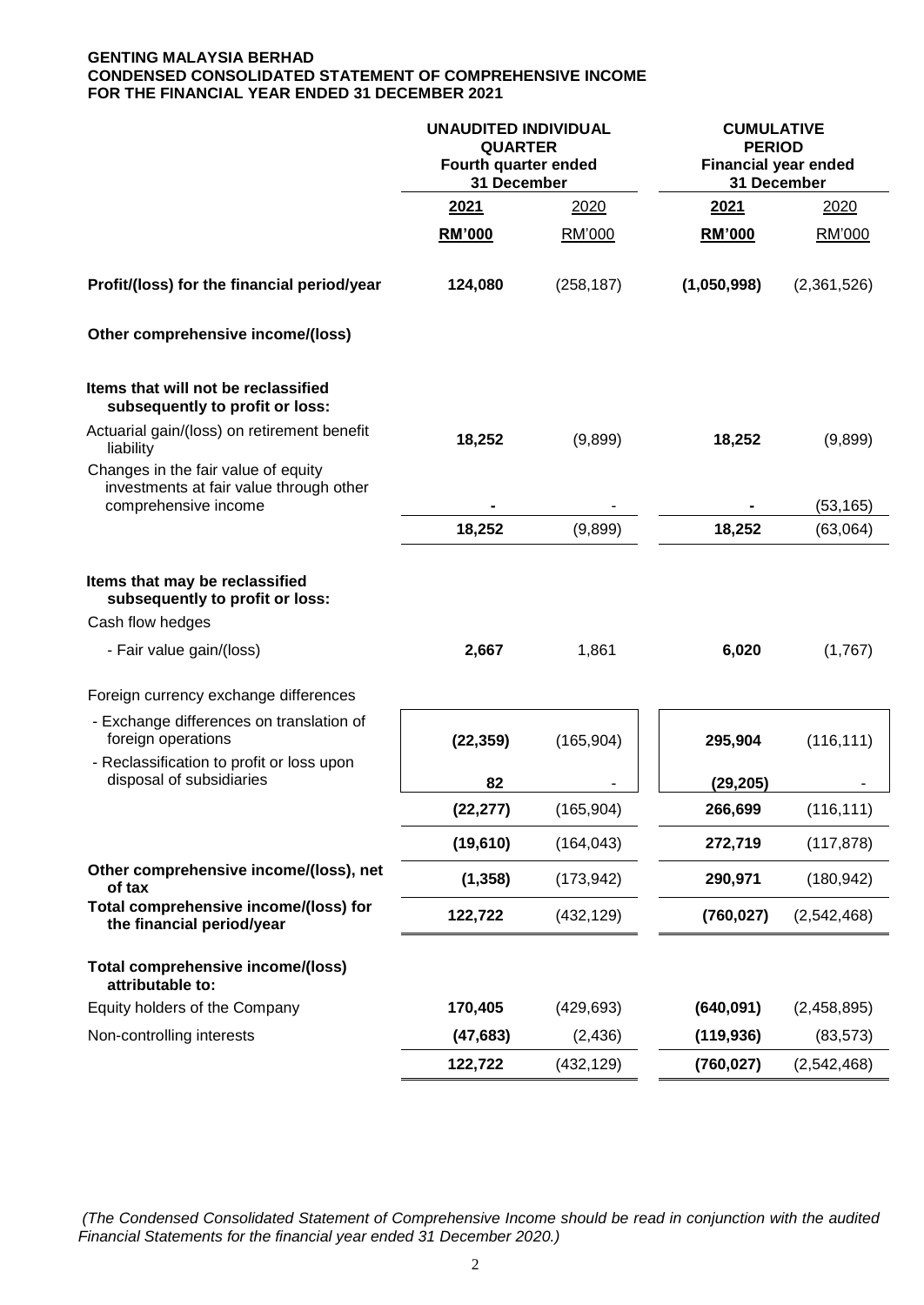**GENTING MALAYSIA BERHAD**
**CONDENSED CONSOLIDATED STATEMENT OF COMPREHENSIVE INCOME**
**FOR THE FINANCIAL YEAR ENDED 31 DECEMBER 2021**

| | **UNAUDITED INDIVIDUAL QUARTER** Fourth quarter ended 31 December | | **CUMULATIVE PERIOD** Financial year ended 31 December | |
|---|---|---|---|---|
| | **2021** | 2020 | **2021** | 2020 |
| | **RM'000** | RM'000 | **RM'000** | RM'000 |
| **Profit/(loss) for the financial period/year** | **124,080** | (258,187) | **(1,050,998)** | (2,361,526) |
| **Other comprehensive income/(loss)** | | | | |
| **Items that will not be reclassified subsequently to profit or loss:** | | | | |
| Actuarial gain/(loss) on retirement benefit liability | **18,252** | (9,899) | **18,252** | (9,899) |
| Changes in the fair value of equity investments at fair value through other comprehensive income | **-** | - | **-** | (53,165) |
| | **18,252** | (9,899) | **18,252** | (63,064) |
| **Items that may be reclassified subsequently to profit or loss:** | | | | |
| Cash flow hedges | | | | |
| - Fair value gain/(loss) | **2,667** | 1,861 | **6,020** | (1,767) |
| Foreign currency exchange differences | | | | |
| - Exchange differences on translation of foreign operations | **(22,359)** | (165,904) | **295,904** | (116,111) |
| - Reclassification to profit or loss upon disposal of subsidiaries | **82** | - | **(29,205)** | - |
| | **(22,277)** | (165,904) | **266,699** | (116,111) |
| | **(19,610)** | (164,043) | **272,719** | (117,878) |
| **Other comprehensive income/(loss), net of tax** | **(1,358)** | (173,942) | **290,971** | (180,942) |
| **Total comprehensive income/(loss) for the financial period/year** | **122,722** | (432,129) | **(760,027)** | (2,542,468) |
| **Total comprehensive income/(loss) attributable to:** | | | | |
| Equity holders of the Company | **170,405** | (429,693) | **(640,091)** | (2,458,895) |
| Non-controlling interests | **(47,683)** | (2,436) | **(119,936)** | (83,573) |
| | **122,722** | (432,129) | **(760,027)** | (2,542,468) |

*(The Condensed Consolidated Statement of Comprehensive Income should be read in conjunction with the audited Financial Statements for the financial year ended 31 December 2020.)*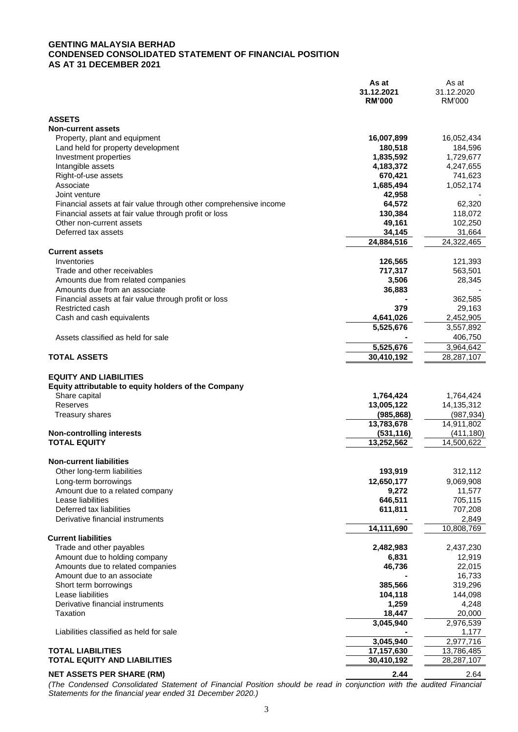**GENTING MALAYSIA BERHAD**
**CONDENSED CONSOLIDATED STATEMENT OF FINANCIAL POSITION**
**AS AT 31 DECEMBER 2021**

| | **As at 31.12.2021 RM'000** | As at 31.12.2020 RM'000 |
|---|---|---|
| **ASSETS** | | |
| **Non-current assets** | | |
| Property, plant and equipment | **16,007,899** | 16,052,434 |
| Land held for property development | **180,518** | 184,596 |
| Investment properties | **1,835,592** | 1,729,677 |
| Intangible assets | **4,183,372** | 4,247,655 |
| Right-of-use assets | **670,421** | 741,623 |
| Associate | **1,685,494** | 1,052,174 |
| Joint venture | **42,958** | - |
| Financial assets at fair value through other comprehensive income | **64,572** | 62,320 |
| Financial assets at fair value through profit or loss | **130,384** | 118,072 |
| Other non-current assets | **49,161** | 102,250 |
| Deferred tax assets | **34,145** | 31,664 |
| | **24,884,516** | 24,322,465 |
| **Current assets** | | |
| Inventories | **126,565** | 121,393 |
| Trade and other receivables | **717,317** | 563,501 |
| Amounts due from related companies | **3,506** | 28,345 |
| Amounts due from an associate | **36,883** | - |
| Financial assets at fair value through profit or loss | **-** | 362,585 |
| Restricted cash | **379** | 29,163 |
| Cash and cash equivalents | **4,641,026** | 2,452,905 |
| | **5,525,676** | 3,557,892 |
| Assets classified as held for sale | **-** | 406,750 |
| | **5,525,676** | 3,964,642 |
| **TOTAL ASSETS** | **30,410,192** | 28,287,107 |
| | | |
| **EQUITY AND LIABILITIES** | | |
| **Equity attributable to equity holders of the Company** | | |
| Share capital | **1,764,424** | 1,764,424 |
| Reserves | **13,005,122** | 14,135,312 |
| Treasury shares | **(985,868)** | (987,934) |
| | **13,783,678** | 14,911,802 |
| **Non-controlling interests** | **(531,116)** | (411,180) |
| **TOTAL EQUITY** | **13,252,562** | 14,500,622 |
| | | |
| **Non-current liabilities** | | |
| Other long-term liabilities | **193,919** | 312,112 |
| Long-term borrowings | **12,650,177** | 9,069,908 |
| Amount due to a related company | **9,272** | 11,577 |
| Lease liabilities | **646,511** | 705,115 |
| Deferred tax liabilities | **611,811** | 707,208 |
| Derivative financial instruments | **-** | 2,849 |
| | **14,111,690** | 10,808,769 |
| **Current liabilities** | | |
| Trade and other payables | **2,482,983** | 2,437,230 |
| Amount due to holding company | **6,831** | 12,919 |
| Amounts due to related companies | **46,736** | 22,015 |
| Amount due to an associate | **-** | 16,733 |
| Short term borrowings | **385,566** | 319,296 |
| Lease liabilities | **104,118** | 144,098 |
| Derivative financial instruments | **1,259** | 4,248 |
| Taxation | **18,447** | 20,000 |
| | **3,045,940** | 2,976,539 |
| Liabilities classified as held for sale | **-** | 1,177 |
| | **3,045,940** | 2,977,716 |
| **TOTAL LIABILITIES** | **17,157,630** | 13,786,485 |
| **TOTAL EQUITY AND LIABILITIES** | **30,410,192** | 28,287,107 |
| | | |
| **NET ASSETS PER SHARE (RM)** | **2.44** | 2.64 |

*(The Condensed Consolidated Statement of Financial Position should be read in conjunction with the audited Financial Statements for the financial year ended 31 December 2020.)*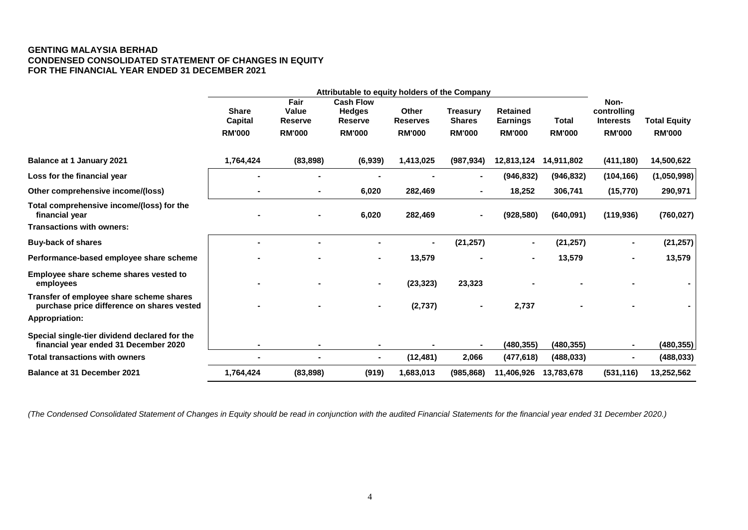**GENTING MALAYSIA BERHAD**
**CONDENSED CONSOLIDATED STATEMENT OF CHANGES IN EQUITY**
**FOR THE FINANCIAL YEAR ENDED 31 DECEMBER 2021**

| | Attributable to equity holders of the Company | | | | | | | | |
|---|---|---|---|---|---|---|---|---|---|
| | Share Capital | Fair Value Reserve | Cash Flow Hedges Reserve | Other Reserves | Treasury Shares | Retained Earnings | Total | Non-controlling Interests | Total Equity |
| | RM'000 | RM'000 | RM'000 | RM'000 | RM'000 | RM'000 | RM'000 | RM'000 | RM'000 |
| **Balance at 1 January 2021** | 1,764,424 | (83,898) | (6,939) | 1,413,025 | (987,934) | 12,813,124 | 14,911,802 | (411,180) | 14,500,622 |
| **Loss for the financial year** | - | - | - | - | - | (946,832) | (946,832) | (104,166) | (1,050,998) |
| **Other comprehensive income/(loss)** | - | - | 6,020 | 282,469 | - | 18,252 | 306,741 | (15,770) | 290,971 |
| **Total comprehensive income/(loss) for the financial year** | - | - | 6,020 | 282,469 | - | (928,580) | (640,091) | (119,936) | (760,027) |
| **Transactions with owners:** | | | | | | | | | |
| **Buy-back of shares** | - | - | - | - | (21,257) | - | (21,257) | - | (21,257) |
| **Performance-based employee share scheme** | - | - | - | 13,579 | - | - | 13,579 | - | 13,579 |
| **Employee share scheme shares vested to employees** | - | - | - | (23,323) | 23,323 | - | - | - | - |
| **Transfer of employee share scheme shares purchase price difference on shares vested** | - | - | - | (2,737) | - | 2,737 | - | - | - |
| **Appropriation:** | | | | | | | | | |
| **Special single-tier dividend declared for the financial year ended 31 December 2020** | - | - | - | - | - | (480,355) | (480,355) | - | (480,355) |
| **Total transactions with owners** | - | - | - | (12,481) | 2,066 | (477,618) | (488,033) | - | (488,033) |
| **Balance at 31 December 2021** | 1,764,424 | (83,898) | (919) | 1,683,013 | (985,868) | 11,406,926 | 13,783,678 | (531,116) | 13,252,562 |

*(The Condensed Consolidated Statement of Changes in Equity should be read in conjunction with the audited Financial Statements for the financial year ended 31 December 2020.)*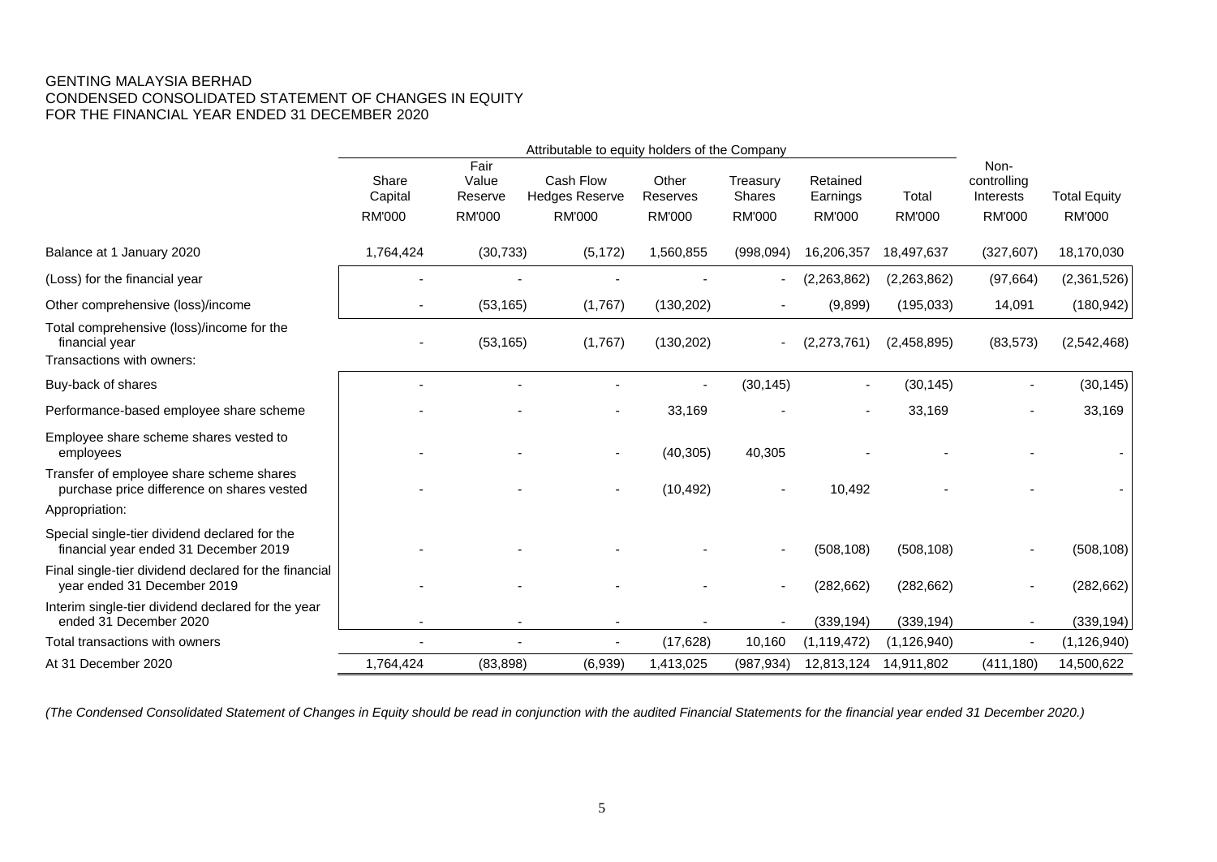GENTING MALAYSIA BERHAD
CONDENSED CONSOLIDATED STATEMENT OF CHANGES IN EQUITY
FOR THE FINANCIAL YEAR ENDED 31 DECEMBER 2020

| | Attributable to equity holders of the Company | | | | | | | | |
|---|---|---|---|---|---|---|---|---|---|
| | Share Capital | Fair Value Reserve | Cash Flow Hedges Reserve | Other Reserves | Treasury Shares | Retained Earnings | Total | Non-controlling Interests | Total Equity |
| | RM'000 | RM'000 | RM'000 | RM'000 | RM'000 | RM'000 | RM'000 | RM'000 | RM'000 |
| Balance at 1 January 2020 | 1,764,424 | (30,733) | (5,172) | 1,560,855 | (998,094) | 16,206,357 | 18,497,637 | (327,607) | 18,170,030 |
| (Loss) for the financial year | - | - | - | - | - | (2,263,862) | (2,263,862) | (97,664) | (2,361,526) |
| Other comprehensive (loss)/income | - | (53,165) | (1,767) | (130,202) | - | (9,899) | (195,033) | 14,091 | (180,942) |
| Total comprehensive (loss)/income for the financial year | - | (53,165) | (1,767) | (130,202) | - | (2,273,761) | (2,458,895) | (83,573) | (2,542,468) |
| Transactions with owners: | | | | | | | | | |
| Buy-back of shares | - | - | - | - | (30,145) | - | (30,145) | - | (30,145) |
| Performance-based employee share scheme | - | - | - | 33,169 | - | - | 33,169 | - | 33,169 |
| Employee share scheme shares vested to employees | - | - | - | (40,305) | 40,305 | - | - | - | - |
| Transfer of employee share scheme shares purchase price difference on shares vested | - | - | - | (10,492) | - | 10,492 | - | - | - |
| Appropriation: | | | | | | | | | |
| Special single-tier dividend declared for the financial year ended 31 December 2019 | - | - | - | - | - | (508,108) | (508,108) | - | (508,108) |
| Final single-tier dividend declared for the financial year ended 31 December 2019 | - | - | - | - | - | (282,662) | (282,662) | - | (282,662) |
| Interim single-tier dividend declared for the year ended 31 December 2020 | - | - | - | - | - | (339,194) | (339,194) | - | (339,194) |
| Total transactions with owners | - | - | - | (17,628) | 10,160 | (1,119,472) | (1,126,940) | - | (1,126,940) |
| At 31 December 2020 | 1,764,424 | (83,898) | (6,939) | 1,413,025 | (987,934) | 12,813,124 | 14,911,802 | (411,180) | 14,500,622 |

*(The Condensed Consolidated Statement of Changes in Equity should be read in conjunction with the audited Financial Statements for the financial year ended 31 December 2020.)*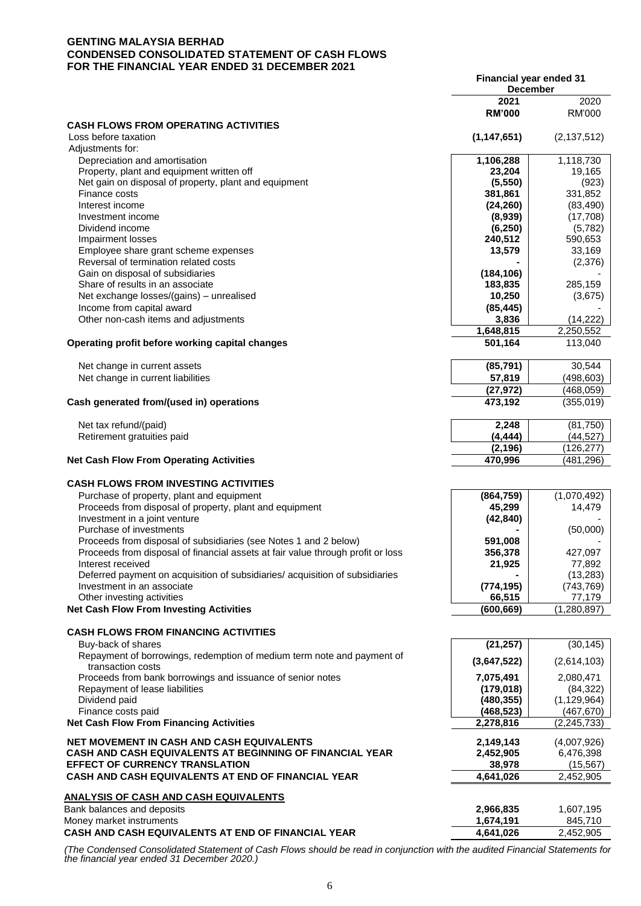**GENTING MALAYSIA BERHAD**
**CONDENSED CONSOLIDATED STATEMENT OF CASH FLOWS**
**FOR THE FINANCIAL YEAR ENDED 31 DECEMBER 2021**

| | Financial year ended 31 December | |
|---|---|---|
| | **2021** | 2020 |
| | **RM'000** | RM'000 |
| **CASH FLOWS FROM OPERATING ACTIVITIES** | | |
| Loss before taxation | **(1,147,651)** | (2,137,512) |
| Adjustments for: | | |
| Depreciation and amortisation | **1,106,288** | 1,118,730 |
| Property, plant and equipment written off | **23,204** | 19,165 |
| Net gain on disposal of property, plant and equipment | **(5,550)** | (923) |
| Finance costs | **381,861** | 331,852 |
| Interest income | **(24,260)** | (83,490) |
| Investment income | **(8,939)** | (17,708) |
| Dividend income | **(6,250)** | (5,782) |
| Impairment losses | **240,512** | 590,653 |
| Employee share grant scheme expenses | **13,579** | 33,169 |
| Reversal of termination related costs | **-** | (2,376) |
| Gain on disposal of subsidiaries | **(184,106)** | - |
| Share of results in an associate | **183,835** | 285,159 |
| Net exchange losses/(gains) – unrealised | **10,250** | (3,675) |
| Income from capital award | **(85,445)** | - |
| Other non-cash items and adjustments | **3,836** | (14,222) |
| | **1,648,815** | 2,250,552 |
| **Operating profit before working capital changes** | **501,164** | 113,040 |
| Net change in current assets | **(85,791)** | 30,544 |
| Net change in current liabilities | **57,819** | (498,603) |
| | **(27,972)** | (468,059) |
| **Cash generated from/(used in) operations** | **473,192** | (355,019) |
| Net tax refund/(paid) | **2,248** | (81,750) |
| Retirement gratuities paid | **(4,444)** | (44,527) |
| | **(2,196)** | (126,277) |
| **Net Cash Flow From Operating Activities** | **470,996** | (481,296) |
| **CASH FLOWS FROM INVESTING ACTIVITIES** | | |
| Purchase of property, plant and equipment | **(864,759)** | (1,070,492) |
| Proceeds from disposal of property, plant and equipment | **45,299** | 14,479 |
| Investment in a joint venture | **(42,840)** | - |
| Purchase of investments | **-** | (50,000) |
| Proceeds from disposal of subsidiaries (see Notes 1 and 2 below) | **591,008** | - |
| Proceeds from disposal of financial assets at fair value through profit or loss | **356,378** | 427,097 |
| Interest received | **21,925** | 77,892 |
| Deferred payment on acquisition of subsidiaries/ acquisition of subsidiaries | **-** | (13,283) |
| Investment in an associate | **(774,195)** | (743,769) |
| Other investing activities | **66,515** | 77,179 |
| **Net Cash Flow From Investing Activities** | **(600,669)** | (1,280,897) |
| **CASH FLOWS FROM FINANCING ACTIVITIES** | | |
| Buy-back of shares | **(21,257)** | (30,145) |
| Repayment of borrowings, redemption of medium term note and payment of transaction costs | **(3,647,522)** | (2,614,103) |
| Proceeds from bank borrowings and issuance of senior notes | **7,075,491** | 2,080,471 |
| Repayment of lease liabilities | **(179,018)** | (84,322) |
| Dividend paid | **(480,355)** | (1,129,964) |
| Finance costs paid | **(468,523)** | (467,670) |
| **Net Cash Flow From Financing Activities** | **2,278,816** | (2,245,733) |
| **NET MOVEMENT IN CASH AND CASH EQUIVALENTS** | **2,149,143** | (4,007,926) |
| **CASH AND CASH EQUIVALENTS AT BEGINNING OF FINANCIAL YEAR** | **2,452,905** | 6,476,398 |
| **EFFECT OF CURRENCY TRANSLATION** | **38,978** | (15,567) |
| **CASH AND CASH EQUIVALENTS AT END OF FINANCIAL YEAR** | **4,641,026** | 2,452,905 |
| **ANALYSIS OF CASH AND CASH EQUIVALENTS** | | |
| Bank balances and deposits | **2,966,835** | 1,607,195 |
| Money market instruments | **1,674,191** | 845,710 |
| **CASH AND CASH EQUIVALENTS AT END OF FINANCIAL YEAR** | **4,641,026** | 2,452,905 |

*(The Condensed Consolidated Statement of Cash Flows should be read in conjunction with the audited Financial Statements for the financial year ended 31 December 2020.)*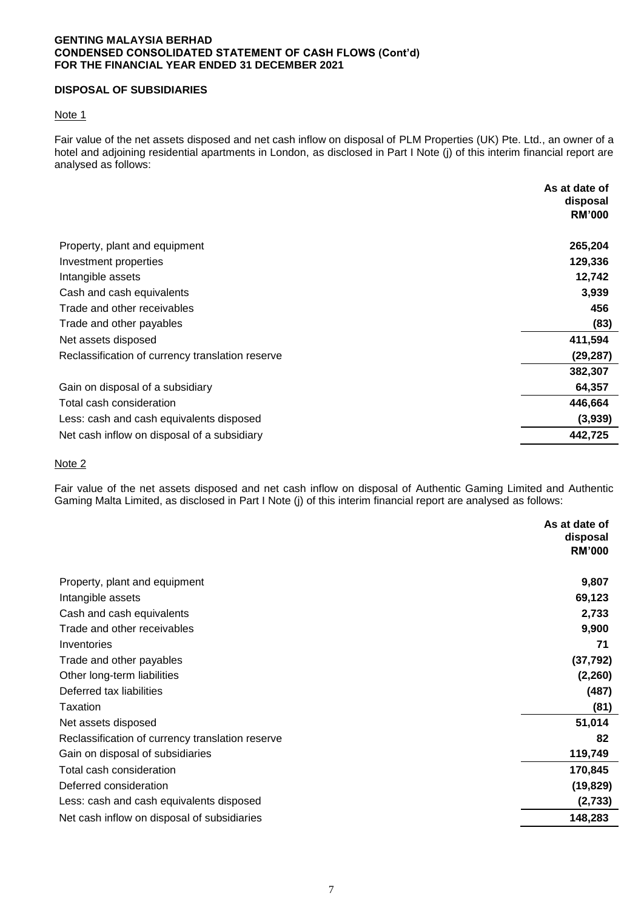**GENTING MALAYSIA BERHAD**
**CONDENSED CONSOLIDATED STATEMENT OF CASH FLOWS (Cont'd)**
**FOR THE FINANCIAL YEAR ENDED 31 DECEMBER 2021**

**DISPOSAL OF SUBSIDIARIES**

Note 1

Fair value of the net assets disposed and net cash inflow on disposal of PLM Properties (UK) Pte. Ltd., an owner of a hotel and adjoining residential apartments in London, as disclosed in Part I Note (j) of this interim financial report are analysed as follows:

| | As at date of disposal RM'000 |
|---|---|
| Property, plant and equipment | 265,204 |
| Investment properties | 129,336 |
| Intangible assets | 12,742 |
| Cash and cash equivalents | 3,939 |
| Trade and other receivables | 456 |
| Trade and other payables | (83) |
| Net assets disposed | 411,594 |
| Reclassification of currency translation reserve | (29,287) |
| | 382,307 |
| Gain on disposal of a subsidiary | 64,357 |
| Total cash consideration | 446,664 |
| Less: cash and cash equivalents disposed | (3,939) |
| Net cash inflow on disposal of a subsidiary | 442,725 |

Note 2

Fair value of the net assets disposed and net cash inflow on disposal of Authentic Gaming Limited and Authentic Gaming Malta Limited, as disclosed in Part I Note (j) of this interim financial report are analysed as follows:

| | As at date of disposal RM'000 |
|---|---|
| Property, plant and equipment | 9,807 |
| Intangible assets | 69,123 |
| Cash and cash equivalents | 2,733 |
| Trade and other receivables | 9,900 |
| Inventories | 71 |
| Trade and other payables | (37,792) |
| Other long-term liabilities | (2,260) |
| Deferred tax liabilities | (487) |
| Taxation | (81) |
| Net assets disposed | 51,014 |
| Reclassification of currency translation reserve | 82 |
| Gain on disposal of subsidiaries | 119,749 |
| Total cash consideration | 170,845 |
| Deferred consideration | (19,829) |
| Less: cash and cash equivalents disposed | (2,733) |
| Net cash inflow on disposal of subsidiaries | 148,283 |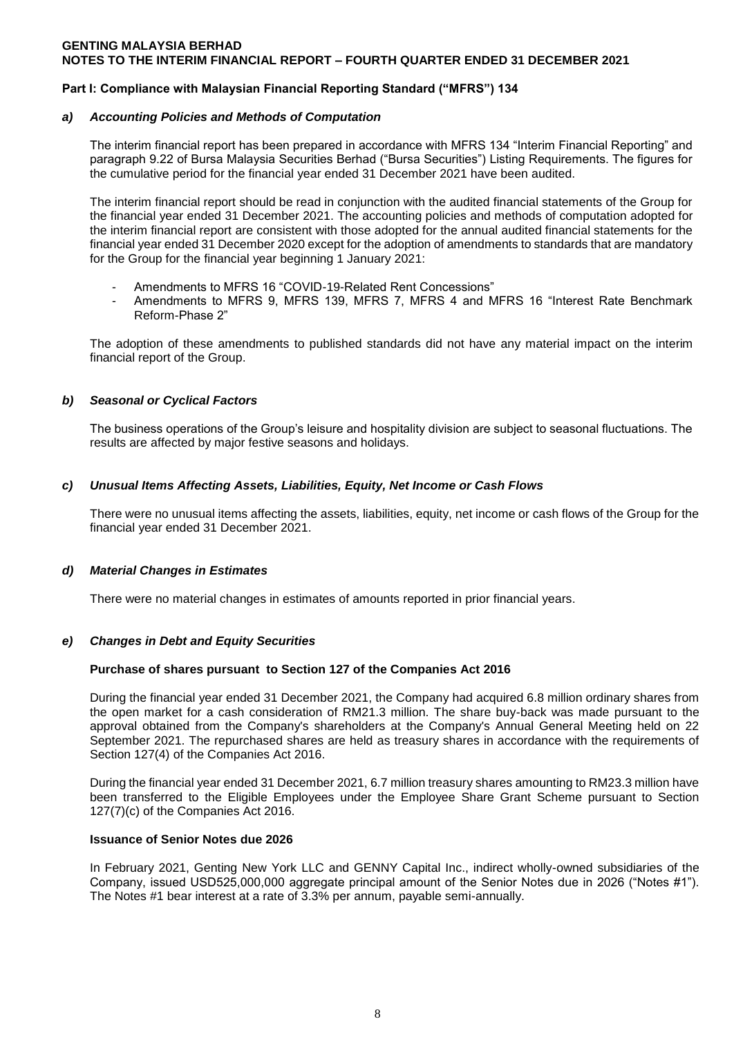**GENTING MALAYSIA BERHAD**
**NOTES TO THE INTERIM FINANCIAL REPORT – FOURTH QUARTER ENDED 31 DECEMBER 2021**

**Part I: Compliance with Malaysian Financial Reporting Standard ("MFRS") 134**

### *a) Accounting Policies and Methods of Computation*

The interim financial report has been prepared in accordance with MFRS 134 "Interim Financial Reporting" and paragraph 9.22 of Bursa Malaysia Securities Berhad ("Bursa Securities") Listing Requirements. The figures for the cumulative period for the financial year ended 31 December 2021 have been audited.

The interim financial report should be read in conjunction with the audited financial statements of the Group for the financial year ended 31 December 2021. The accounting policies and methods of computation adopted for the interim financial report are consistent with those adopted for the annual audited financial statements for the financial year ended 31 December 2020 except for the adoption of amendments to standards that are mandatory for the Group for the financial year beginning 1 January 2021:

- Amendments to MFRS 16 "COVID-19-Related Rent Concessions"
- Amendments to MFRS 9, MFRS 139, MFRS 7, MFRS 4 and MFRS 16 "Interest Rate Benchmark Reform-Phase 2"

The adoption of these amendments to published standards did not have any material impact on the interim financial report of the Group.

### *b) Seasonal or Cyclical Factors*

The business operations of the Group's leisure and hospitality division are subject to seasonal fluctuations. The results are affected by major festive seasons and holidays.

### *c) Unusual Items Affecting Assets, Liabilities, Equity, Net Income or Cash Flows*

There were no unusual items affecting the assets, liabilities, equity, net income or cash flows of the Group for the financial year ended 31 December 2021.

### *d) Material Changes in Estimates*

There were no material changes in estimates of amounts reported in prior financial years.

### *e) Changes in Debt and Equity Securities*

**Purchase of shares pursuant to Section 127 of the Companies Act 2016**

During the financial year ended 31 December 2021, the Company had acquired 6.8 million ordinary shares from the open market for a cash consideration of RM21.3 million. The share buy-back was made pursuant to the approval obtained from the Company's shareholders at the Company's Annual General Meeting held on 22 September 2021. The repurchased shares are held as treasury shares in accordance with the requirements of Section 127(4) of the Companies Act 2016.

During the financial year ended 31 December 2021, 6.7 million treasury shares amounting to RM23.3 million have been transferred to the Eligible Employees under the Employee Share Grant Scheme pursuant to Section 127(7)(c) of the Companies Act 2016.

**Issuance of Senior Notes due 2026**

In February 2021, Genting New York LLC and GENNY Capital Inc., indirect wholly-owned subsidiaries of the Company, issued USD525,000,000 aggregate principal amount of the Senior Notes due in 2026 ("Notes #1"). The Notes #1 bear interest at a rate of 3.3% per annum, payable semi-annually.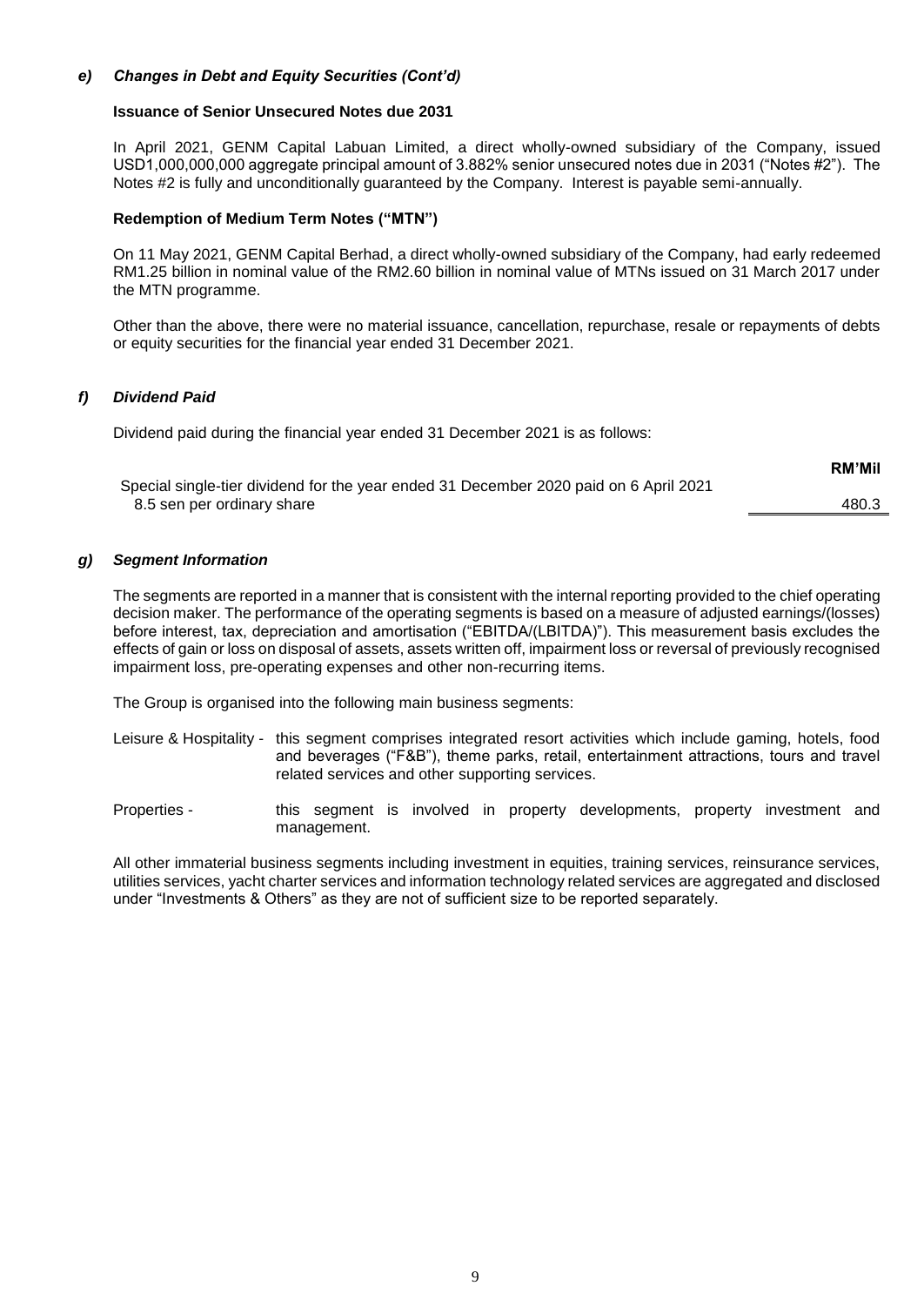### *e) Changes in Debt and Equity Securities (Cont'd)*

**Issuance of Senior Unsecured Notes due 2031**

In April 2021, GENM Capital Labuan Limited, a direct wholly-owned subsidiary of the Company, issued USD1,000,000,000 aggregate principal amount of 3.882% senior unsecured notes due in 2031 ("Notes #2"). The Notes #2 is fully and unconditionally guaranteed by the Company. Interest is payable semi-annually.

**Redemption of Medium Term Notes ("MTN")**

On 11 May 2021, GENM Capital Berhad, a direct wholly-owned subsidiary of the Company, had early redeemed RM1.25 billion in nominal value of the RM2.60 billion in nominal value of MTNs issued on 31 March 2017 under the MTN programme.

Other than the above, there were no material issuance, cancellation, repurchase, resale or repayments of debts or equity securities for the financial year ended 31 December 2021.

### *f) Dividend Paid*

Dividend paid during the financial year ended 31 December 2021 is as follows:

| | **RM'Mil** |
|---|---|
| Special single-tier dividend for the year ended 31 December 2020 paid on 6 April 2021 | |
| 8.5 sen per ordinary share | 480.3 |

### *g) Segment Information*

The segments are reported in a manner that is consistent with the internal reporting provided to the chief operating decision maker. The performance of the operating segments is based on a measure of adjusted earnings/(losses) before interest, tax, depreciation and amortisation ("EBITDA/(LBITDA)"). This measurement basis excludes the effects of gain or loss on disposal of assets, assets written off, impairment loss or reversal of previously recognised impairment loss, pre-operating expenses and other non-recurring items.

The Group is organised into the following main business segments:

Leisure & Hospitality - this segment comprises integrated resort activities which include gaming, hotels, food and beverages ("F&B"), theme parks, retail, entertainment attractions, tours and travel related services and other supporting services.

Properties - this segment is involved in property developments, property investment and management.

All other immaterial business segments including investment in equities, training services, reinsurance services, utilities services, yacht charter services and information technology related services are aggregated and disclosed under "Investments & Others" as they are not of sufficient size to be reported separately.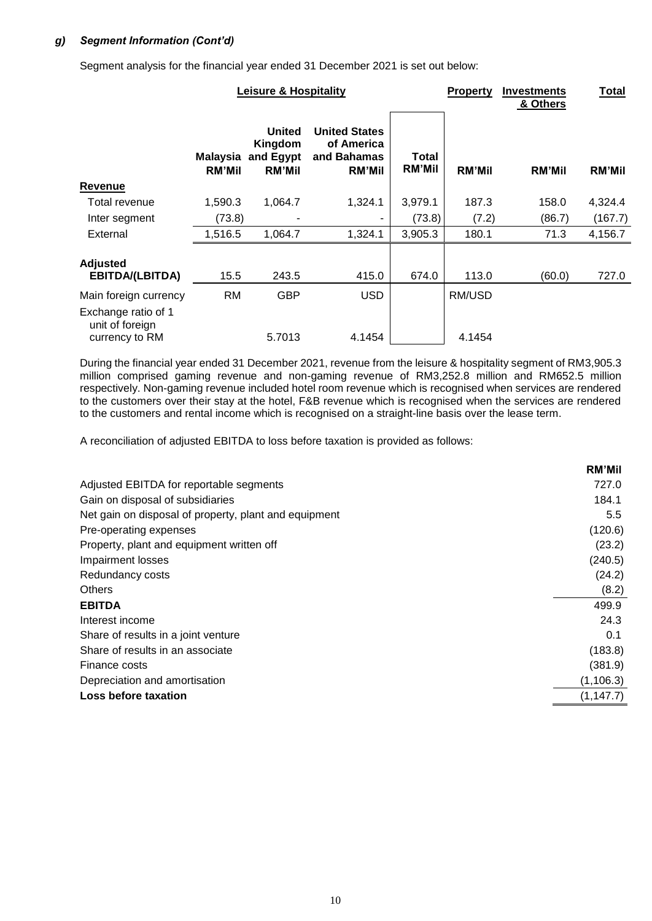### g) *Segment Information (Cont'd)*

Segment analysis for the financial year ended 31 December 2021 is set out below:

| | Leisure & Hospitality | | | | Property | Investments & Others | Total |
|---|---|---|---|---|---|---|---|
| | **Malaysia RM'Mil** | **United Kingdom and Egypt RM'Mil** | **United States of America and Bahamas RM'Mil** | **Total RM'Mil** | **RM'Mil** | **RM'Mil** | **RM'Mil** |
| **Revenue** | | | | | | | |
| Total revenue | 1,590.3 | 1,064.7 | 1,324.1 | 3,979.1 | 187.3 | 158.0 | 4,324.4 |
| Inter segment | (73.8) | - | - | (73.8) | (7.2) | (86.7) | (167.7) |
| External | 1,516.5 | 1,064.7 | 1,324.1 | 3,905.3 | 180.1 | 71.3 | 4,156.7 |
| **Adjusted EBITDA/(LBITDA)** | 15.5 | 243.5 | 415.0 | 674.0 | 113.0 | (60.0) | 727.0 |
| Main foreign currency | RM | GBP | USD | | RM/USD | | |
| Exchange ratio of 1 unit of foreign currency to RM | | 5.7013 | 4.1454 | | 4.1454 | | |

During the financial year ended 31 December 2021, revenue from the leisure & hospitality segment of RM3,905.3 million comprised gaming revenue and non-gaming revenue of RM3,252.8 million and RM652.5 million respectively. Non-gaming revenue included hotel room revenue which is recognised when services are rendered to the customers over their stay at the hotel, F&B revenue which is recognised when the services are rendered to the customers and rental income which is recognised on a straight-line basis over the lease term.

A reconciliation of adjusted EBITDA to loss before taxation is provided as follows:

| | RM'Mil |
|---|---|
| Adjusted EBITDA for reportable segments | 727.0 |
| Gain on disposal of subsidiaries | 184.1 |
| Net gain on disposal of property, plant and equipment | 5.5 |
| Pre-operating expenses | (120.6) |
| Property, plant and equipment written off | (23.2) |
| Impairment losses | (240.5) |
| Redundancy costs | (24.2) |
| Others | (8.2) |
| **EBITDA** | 499.9 |
| Interest income | 24.3 |
| Share of results in a joint venture | 0.1 |
| Share of results in an associate | (183.8) |
| Finance costs | (381.9) |
| Depreciation and amortisation | (1,106.3) |
| **Loss before taxation** | (1,147.7) |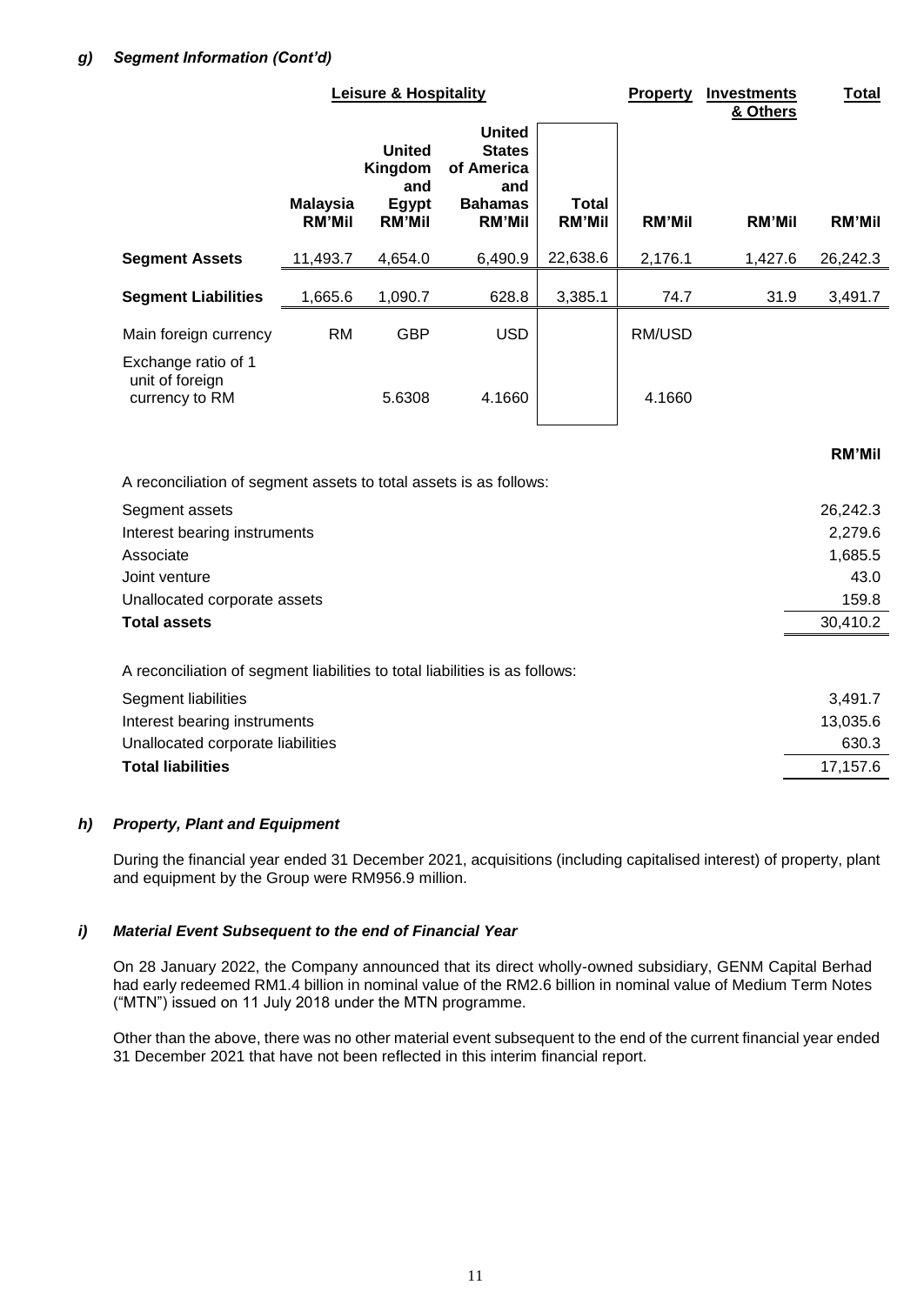### g) *Segment Information (Cont'd)*

| | Leisure & Hospitality | | | | Property | Investments & Others | Total |
|---|---|---|---|---|---|---|---|
| | Malaysia RM'Mil | United Kingdom and Egypt RM'Mil | United States of America and Bahamas RM'Mil | Total RM'Mil | RM'Mil | RM'Mil | RM'Mil |
| **Segment Assets** | 11,493.7 | 4,654.0 | 6,490.9 | 22,638.6 | 2,176.1 | 1,427.6 | 26,242.3 |
| **Segment Liabilities** | 1,665.6 | 1,090.7 | 628.8 | 3,385.1 | 74.7 | 31.9 | 3,491.7 |
| Main foreign currency | RM | GBP | USD | | RM/USD | | |
| Exchange ratio of 1 unit of foreign currency to RM | | 5.6308 | 4.1660 | | 4.1660 | | |

| | RM'Mil |
|---|---|
| A reconciliation of segment assets to total assets is as follows: | |
| Segment assets | 26,242.3 |
| Interest bearing instruments | 2,279.6 |
| Associate | 1,685.5 |
| Joint venture | 43.0 |
| Unallocated corporate assets | 159.8 |
| **Total assets** | 30,410.2 |

| | RM'Mil |
|---|---|
| A reconciliation of segment liabilities to total liabilities is as follows: | |
| Segment liabilities | 3,491.7 |
| Interest bearing instruments | 13,035.6 |
| Unallocated corporate liabilities | 630.3 |
| **Total liabilities** | 17,157.6 |

### h) *Property, Plant and Equipment*

During the financial year ended 31 December 2021, acquisitions (including capitalised interest) of property, plant and equipment by the Group were RM956.9 million.

### i) *Material Event Subsequent to the end of Financial Year*

On 28 January 2022, the Company announced that its direct wholly-owned subsidiary, GENM Capital Berhad had early redeemed RM1.4 billion in nominal value of the RM2.6 billion in nominal value of Medium Term Notes ("MTN") issued on 11 July 2018 under the MTN programme.

Other than the above, there was no other material event subsequent to the end of the current financial year ended 31 December 2021 that have not been reflected in this interim financial report.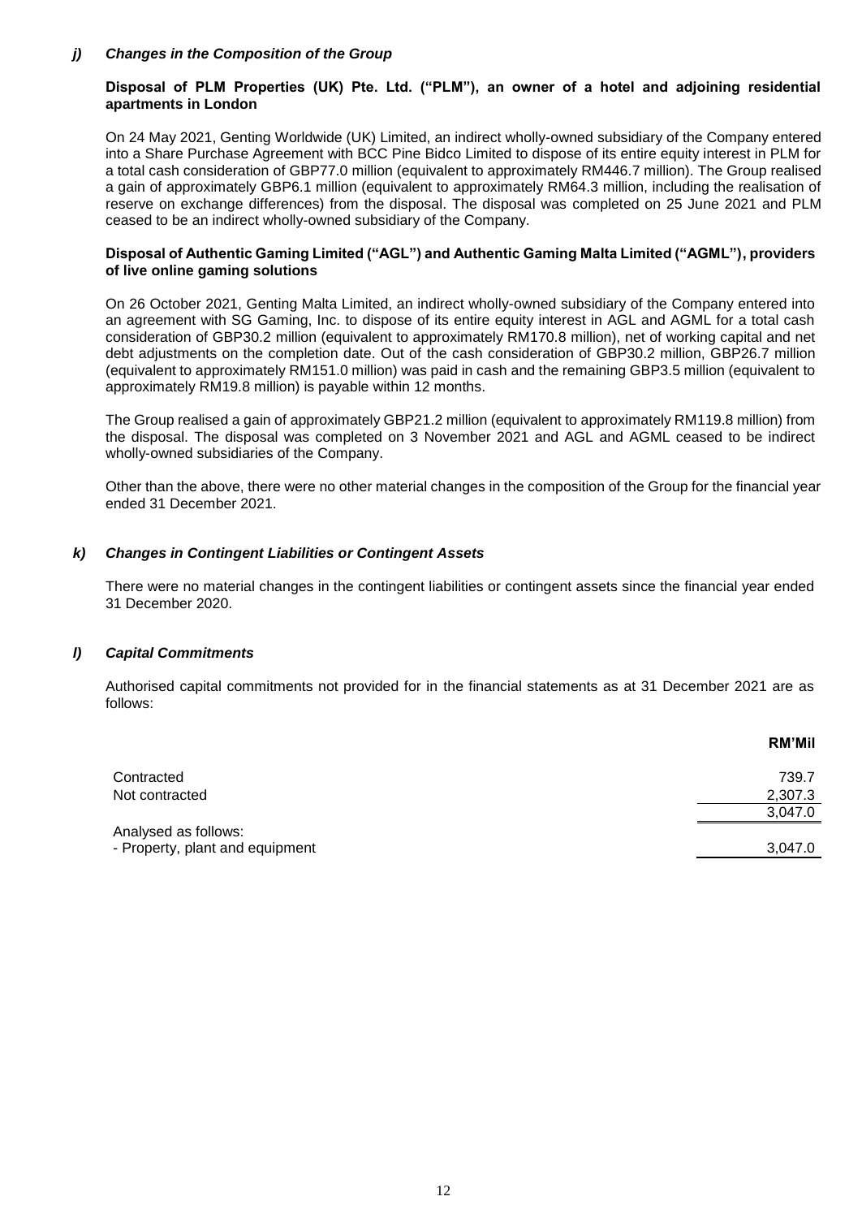### *j) Changes in the Composition of the Group*

**Disposal of PLM Properties (UK) Pte. Ltd. ("PLM"), an owner of a hotel and adjoining residential apartments in London**

On 24 May 2021, Genting Worldwide (UK) Limited, an indirect wholly-owned subsidiary of the Company entered into a Share Purchase Agreement with BCC Pine Bidco Limited to dispose of its entire equity interest in PLM for a total cash consideration of GBP77.0 million (equivalent to approximately RM446.7 million). The Group realised a gain of approximately GBP6.1 million (equivalent to approximately RM64.3 million, including the realisation of reserve on exchange differences) from the disposal. The disposal was completed on 25 June 2021 and PLM ceased to be an indirect wholly-owned subsidiary of the Company.

**Disposal of Authentic Gaming Limited ("AGL") and Authentic Gaming Malta Limited ("AGML"), providers of live online gaming solutions**

On 26 October 2021, Genting Malta Limited, an indirect wholly-owned subsidiary of the Company entered into an agreement with SG Gaming, Inc. to dispose of its entire equity interest in AGL and AGML for a total cash consideration of GBP30.2 million (equivalent to approximately RM170.8 million), net of working capital and net debt adjustments on the completion date. Out of the cash consideration of GBP30.2 million, GBP26.7 million (equivalent to approximately RM151.0 million) was paid in cash and the remaining GBP3.5 million (equivalent to approximately RM19.8 million) is payable within 12 months.

The Group realised a gain of approximately GBP21.2 million (equivalent to approximately RM119.8 million) from the disposal. The disposal was completed on 3 November 2021 and AGL and AGML ceased to be indirect wholly-owned subsidiaries of the Company.

Other than the above, there were no other material changes in the composition of the Group for the financial year ended 31 December 2021.

### *k) Changes in Contingent Liabilities or Contingent Assets*

There were no material changes in the contingent liabilities or contingent assets since the financial year ended 31 December 2020.

### *l) Capital Commitments*

Authorised capital commitments not provided for in the financial statements as at 31 December 2021 are as follows:

| | **RM'Mil** |
|---|---|
| Contracted | 739.7 |
| Not contracted | 2,307.3 |
| | 3,047.0 |
| Analysed as follows: | |
| - Property, plant and equipment | 3,047.0 |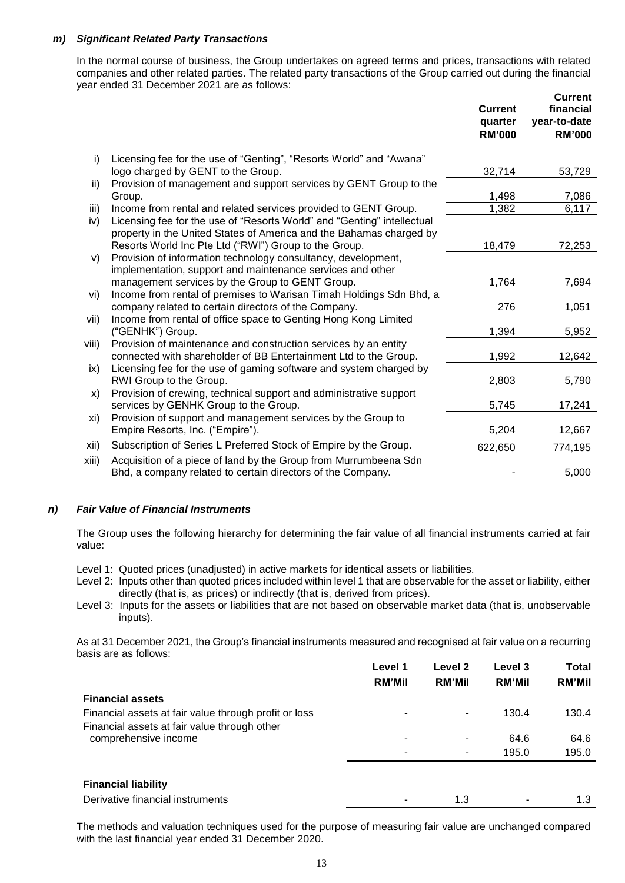### *m) Significant Related Party Transactions*

In the normal course of business, the Group undertakes on agreed terms and prices, transactions with related companies and other related parties. The related party transactions of the Group carried out during the financial year ended 31 December 2021 are as follows:

| | | Current quarter RM'000 | Current financial year-to-date RM'000 |
|---|---|---|---|
| i) | Licensing fee for the use of "Genting", "Resorts World" and "Awana" logo charged by GENT to the Group. | 32,714 | 53,729 |
| ii) | Provision of management and support services by GENT Group to the Group. | 1,498 | 7,086 |
| iii) | Income from rental and related services provided to GENT Group. | 1,382 | 6,117 |
| iv) | Licensing fee for the use of "Resorts World" and "Genting" intellectual property in the United States of America and the Bahamas charged by Resorts World Inc Pte Ltd ("RWI") Group to the Group. | 18,479 | 72,253 |
| v) | Provision of information technology consultancy, development, implementation, support and maintenance services and other management services by the Group to GENT Group. | 1,764 | 7,694 |
| vi) | Income from rental of premises to Warisan Timah Holdings Sdn Bhd, a company related to certain directors of the Company. | 276 | 1,051 |
| vii) | Income from rental of office space to Genting Hong Kong Limited ("GENHK") Group. | 1,394 | 5,952 |
| viii) | Provision of maintenance and construction services by an entity connected with shareholder of BB Entertainment Ltd to the Group. | 1,992 | 12,642 |
| ix) | Licensing fee for the use of gaming software and system charged by RWI Group to the Group. | 2,803 | 5,790 |
| x) | Provision of crewing, technical support and administrative support services by GENHK Group to the Group. | 5,745 | 17,241 |
| xi) | Provision of support and management services by the Group to Empire Resorts, Inc. ("Empire"). | 5,204 | 12,667 |
| xii) | Subscription of Series L Preferred Stock of Empire by the Group. | 622,650 | 774,195 |
| xiii) | Acquisition of a piece of land by the Group from Murrumbeena Sdn Bhd, a company related to certain directors of the Company. | - | 5,000 |

### *n) Fair Value of Financial Instruments*

The Group uses the following hierarchy for determining the fair value of all financial instruments carried at fair value:

Level 1: Quoted prices (unadjusted) in active markets for identical assets or liabilities.
Level 2: Inputs other than quoted prices included within level 1 that are observable for the asset or liability, either directly (that is, as prices) or indirectly (that is, derived from prices).
Level 3: Inputs for the assets or liabilities that are not based on observable market data (that is, unobservable inputs).

As at 31 December 2021, the Group's financial instruments measured and recognised at fair value on a recurring basis are as follows:

| | Level 1 RM'Mil | Level 2 RM'Mil | Level 3 RM'Mil | Total RM'Mil |
|---|---|---|---|---|
| **Financial assets** | | | | |
| Financial assets at fair value through profit or loss | - | - | 130.4 | 130.4 |
| Financial assets at fair value through other comprehensive income | - | - | 64.6 | 64.6 |
| | - | - | 195.0 | 195.0 |
| **Financial liability** | | | | |
| Derivative financial instruments | - | 1.3 | - | 1.3 |

The methods and valuation techniques used for the purpose of measuring fair value are unchanged compared with the last financial year ended 31 December 2020.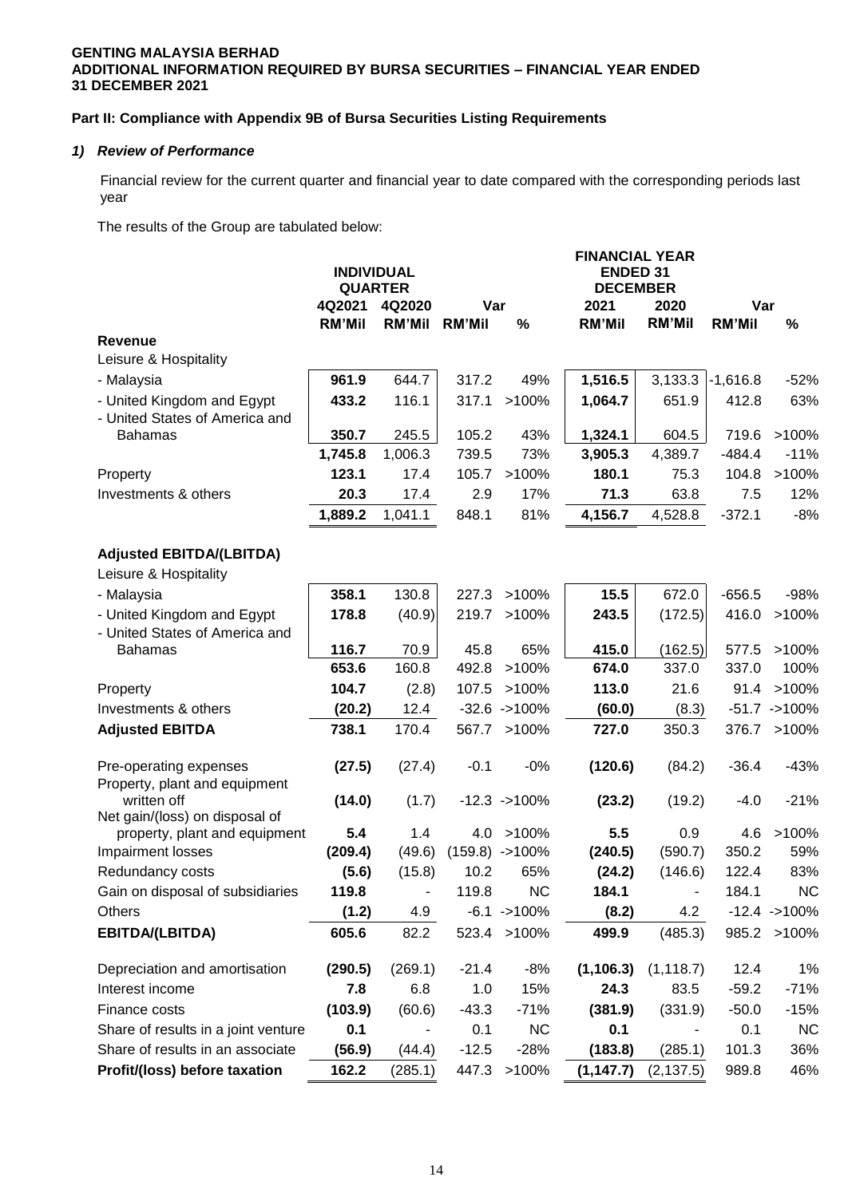**GENTING MALAYSIA BERHAD**
**ADDITIONAL INFORMATION REQUIRED BY BURSA SECURITIES – FINANCIAL YEAR ENDED 31 DECEMBER 2021**

**Part II: Compliance with Appendix 9B of Bursa Securities Listing Requirements**

### *1) Review of Performance*

Financial review for the current quarter and financial year to date compared with the corresponding periods last year

The results of the Group are tabulated below:

| | INDIVIDUAL QUARTER | | | | FINANCIAL YEAR ENDED 31 DECEMBER | | | |
|---|---|---|---|---|---|---|---|---|
| | 4Q2021 | 4Q2020 | Var | | 2021 | 2020 | Var | |
| | RM'Mil | RM'Mil | RM'Mil | % | RM'Mil | RM'Mil | RM'Mil | % |
| **Revenue** | | | | | | | | |
| Leisure & Hospitality | | | | | | | | |
| - Malaysia | **961.9** | 644.7 | 317.2 | 49% | **1,516.5** | 3,133.3 | -1,616.8 | -52% |
| - United Kingdom and Egypt | **433.2** | 116.1 | 317.1 | >100% | **1,064.7** | 651.9 | 412.8 | 63% |
| - United States of America and Bahamas | **350.7** | 245.5 | 105.2 | 43% | **1,324.1** | 604.5 | 719.6 | >100% |
| | **1,745.8** | 1,006.3 | 739.5 | 73% | **3,905.3** | 4,389.7 | -484.4 | -11% |
| Property | **123.1** | 17.4 | 105.7 | >100% | **180.1** | 75.3 | 104.8 | >100% |
| Investments & others | **20.3** | 17.4 | 2.9 | 17% | **71.3** | 63.8 | 7.5 | 12% |
| | **1,889.2** | 1,041.1 | 848.1 | 81% | **4,156.7** | 4,528.8 | -372.1 | -8% |
| | | | | | | | | |
| **Adjusted EBITDA/(LBITDA)** | | | | | | | | |
| Leisure & Hospitality | | | | | | | | |
| - Malaysia | **358.1** | 130.8 | 227.3 | >100% | **15.5** | 672.0 | -656.5 | -98% |
| - United Kingdom and Egypt | **178.8** | (40.9) | 219.7 | >100% | **243.5** | (172.5) | 416.0 | >100% |
| - United States of America and Bahamas | **116.7** | 70.9 | 45.8 | 65% | **415.0** | (162.5) | 577.5 | >100% |
| | **653.6** | 160.8 | 492.8 | >100% | **674.0** | 337.0 | 337.0 | 100% |
| Property | **104.7** | (2.8) | 107.5 | >100% | **113.0** | 21.6 | 91.4 | >100% |
| Investments & others | **(20.2)** | 12.4 | -32.6 | ->100% | **(60.0)** | (8.3) | -51.7 | ->100% |
| **Adjusted EBITDA** | **738.1** | 170.4 | 567.7 | >100% | **727.0** | 350.3 | 376.7 | >100% |
| | | | | | | | | |
| Pre-operating expenses | **(27.5)** | (27.4) | -0.1 | -0% | **(120.6)** | (84.2) | -36.4 | -43% |
| Property, plant and equipment written off | **(14.0)** | (1.7) | -12.3 | ->100% | **(23.2)** | (19.2) | -4.0 | -21% |
| Net gain/(loss) on disposal of property, plant and equipment | **5.4** | 1.4 | 4.0 | >100% | **5.5** | 0.9 | 4.6 | >100% |
| Impairment losses | **(209.4)** | (49.6) | (159.8) | ->100% | **(240.5)** | (590.7) | 350.2 | 59% |
| Redundancy costs | **(5.6)** | (15.8) | 10.2 | 65% | **(24.2)** | (146.6) | 122.4 | 83% |
| Gain on disposal of subsidiaries | **119.8** | - | 119.8 | NC | **184.1** | - | 184.1 | NC |
| Others | **(1.2)** | 4.9 | -6.1 | ->100% | **(8.2)** | 4.2 | -12.4 | ->100% |
| **EBITDA/(LBITDA)** | **605.6** | 82.2 | 523.4 | >100% | **499.9** | (485.3) | 985.2 | >100% |
| | | | | | | | | |
| Depreciation and amortisation | **(290.5)** | (269.1) | -21.4 | -8% | **(1,106.3)** | (1,118.7) | 12.4 | 1% |
| Interest income | **7.8** | 6.8 | 1.0 | 15% | **24.3** | 83.5 | -59.2 | -71% |
| Finance costs | **(103.9)** | (60.6) | -43.3 | -71% | **(381.9)** | (331.9) | -50.0 | -15% |
| Share of results in a joint venture | **0.1** | - | 0.1 | NC | **0.1** | - | 0.1 | NC |
| Share of results in an associate | **(56.9)** | (44.4) | -12.5 | -28% | **(183.8)** | (285.1) | 101.3 | 36% |
| **Profit/(loss) before taxation** | **162.2** | (285.1) | 447.3 | >100% | **(1,147.7)** | (2,137.5) | 989.8 | 46% |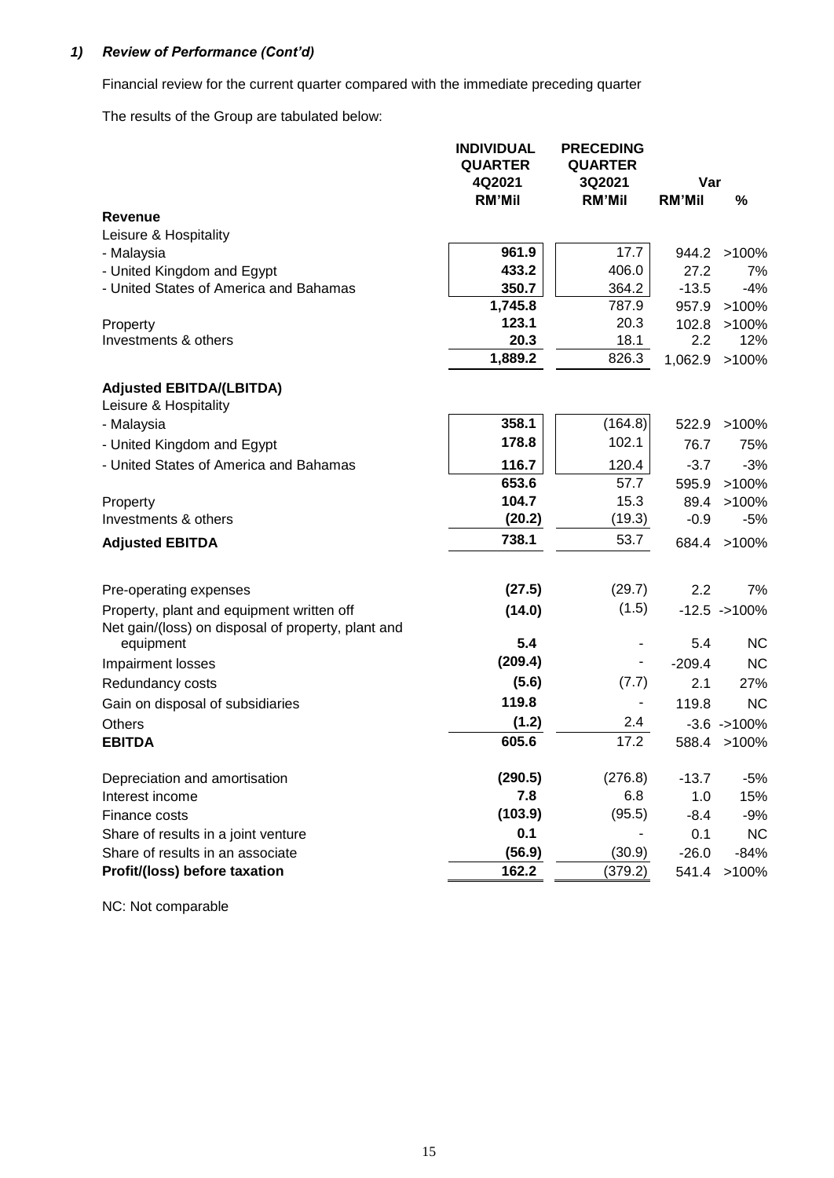## *1) Review of Performance (Cont'd)*

Financial review for the current quarter compared with the immediate preceding quarter

The results of the Group are tabulated below:

| | INDIVIDUAL QUARTER 4Q2021 | PRECEDING QUARTER 3Q2021 | Var | |
|---|---|---|---|---|
| | RM'Mil | RM'Mil | RM'Mil | % |
| **Revenue** | | | | |
| Leisure & Hospitality | | | | |
| - Malaysia | 961.9 | 17.7 | 944.2 | >100% |
| - United Kingdom and Egypt | 433.2 | 406.0 | 27.2 | 7% |
| - United States of America and Bahamas | 350.7 | 364.2 | -13.5 | -4% |
| | 1,745.8 | 787.9 | 957.9 | >100% |
| Property | 123.1 | 20.3 | 102.8 | >100% |
| Investments & others | 20.3 | 18.1 | 2.2 | 12% |
| | 1,889.2 | 826.3 | 1,062.9 | >100% |
| **Adjusted EBITDA/(LBITDA)** | | | | |
| Leisure & Hospitality | | | | |
| - Malaysia | 358.1 | (164.8) | 522.9 | >100% |
| - United Kingdom and Egypt | 178.8 | 102.1 | 76.7 | 75% |
| - United States of America and Bahamas | 116.7 | 120.4 | -3.7 | -3% |
| | 653.6 | 57.7 | 595.9 | >100% |
| Property | 104.7 | 15.3 | 89.4 | >100% |
| Investments & others | (20.2) | (19.3) | -0.9 | -5% |
| **Adjusted EBITDA** | 738.1 | 53.7 | 684.4 | >100% |
| | | | | |
| Pre-operating expenses | (27.5) | (29.7) | 2.2 | 7% |
| Property, plant and equipment written off | (14.0) | (1.5) | -12.5 | ->100% |
| Net gain/(loss) on disposal of property, plant and equipment | 5.4 | - | 5.4 | NC |
| Impairment losses | (209.4) | - | -209.4 | NC |
| Redundancy costs | (5.6) | (7.7) | 2.1 | 27% |
| Gain on disposal of subsidiaries | 119.8 | - | 119.8 | NC |
| Others | (1.2) | 2.4 | -3.6 | ->100% |
| **EBITDA** | 605.6 | 17.2 | 588.4 | >100% |
| | | | | |
| Depreciation and amortisation | (290.5) | (276.8) | -13.7 | -5% |
| Interest income | 7.8 | 6.8 | 1.0 | 15% |
| Finance costs | (103.9) | (95.5) | -8.4 | -9% |
| Share of results in a joint venture | 0.1 | - | 0.1 | NC |
| Share of results in an associate | (56.9) | (30.9) | -26.0 | -84% |
| **Profit/(loss) before taxation** | 162.2 | (379.2) | 541.4 | >100% |

NC: Not comparable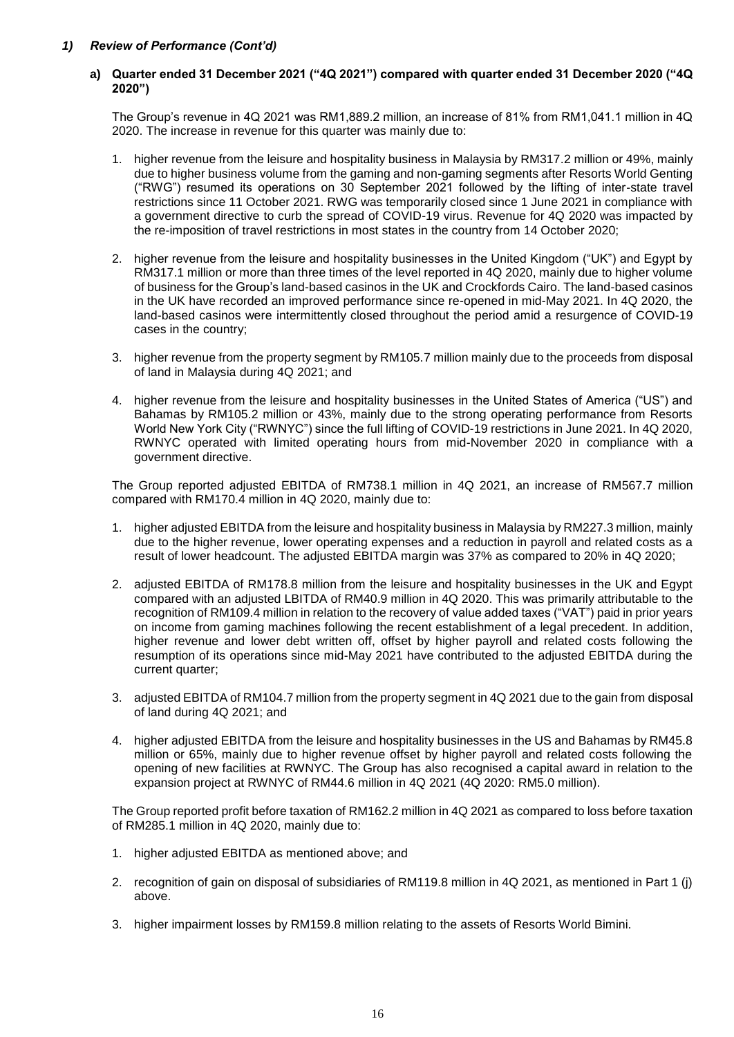## *1) Review of Performance (Cont'd)*

### a) Quarter ended 31 December 2021 ("4Q 2021") compared with quarter ended 31 December 2020 ("4Q 2020")

The Group's revenue in 4Q 2021 was RM1,889.2 million, an increase of 81% from RM1,041.1 million in 4Q 2020. The increase in revenue for this quarter was mainly due to:

1. higher revenue from the leisure and hospitality business in Malaysia by RM317.2 million or 49%, mainly due to higher business volume from the gaming and non-gaming segments after Resorts World Genting ("RWG") resumed its operations on 30 September 2021 followed by the lifting of inter-state travel restrictions since 11 October 2021. RWG was temporarily closed since 1 June 2021 in compliance with a government directive to curb the spread of COVID-19 virus. Revenue for 4Q 2020 was impacted by the re-imposition of travel restrictions in most states in the country from 14 October 2020;

2. higher revenue from the leisure and hospitality businesses in the United Kingdom ("UK") and Egypt by RM317.1 million or more than three times of the level reported in 4Q 2020, mainly due to higher volume of business for the Group's land-based casinos in the UK and Crockfords Cairo. The land-based casinos in the UK have recorded an improved performance since re-opened in mid-May 2021. In 4Q 2020, the land-based casinos were intermittently closed throughout the period amid a resurgence of COVID-19 cases in the country;

3. higher revenue from the property segment by RM105.7 million mainly due to the proceeds from disposal of land in Malaysia during 4Q 2021; and

4. higher revenue from the leisure and hospitality businesses in the United States of America ("US") and Bahamas by RM105.2 million or 43%, mainly due to the strong operating performance from Resorts World New York City ("RWNYC") since the full lifting of COVID-19 restrictions in June 2021. In 4Q 2020, RWNYC operated with limited operating hours from mid-November 2020 in compliance with a government directive.

The Group reported adjusted EBITDA of RM738.1 million in 4Q 2021, an increase of RM567.7 million compared with RM170.4 million in 4Q 2020, mainly due to:

1. higher adjusted EBITDA from the leisure and hospitality business in Malaysia by RM227.3 million, mainly due to the higher revenue, lower operating expenses and a reduction in payroll and related costs as a result of lower headcount. The adjusted EBITDA margin was 37% as compared to 20% in 4Q 2020;

2. adjusted EBITDA of RM178.8 million from the leisure and hospitality businesses in the UK and Egypt compared with an adjusted LBITDA of RM40.9 million in 4Q 2020. This was primarily attributable to the recognition of RM109.4 million in relation to the recovery of value added taxes ("VAT") paid in prior years on income from gaming machines following the recent establishment of a legal precedent. In addition, higher revenue and lower debt written off, offset by higher payroll and related costs following the resumption of its operations since mid-May 2021 have contributed to the adjusted EBITDA during the current quarter;

3. adjusted EBITDA of RM104.7 million from the property segment in 4Q 2021 due to the gain from disposal of land during 4Q 2021; and

4. higher adjusted EBITDA from the leisure and hospitality businesses in the US and Bahamas by RM45.8 million or 65%, mainly due to higher revenue offset by higher payroll and related costs following the opening of new facilities at RWNYC. The Group has also recognised a capital award in relation to the expansion project at RWNYC of RM44.6 million in 4Q 2021 (4Q 2020: RM5.0 million).

The Group reported profit before taxation of RM162.2 million in 4Q 2021 as compared to loss before taxation of RM285.1 million in 4Q 2020, mainly due to:

1. higher adjusted EBITDA as mentioned above; and

2. recognition of gain on disposal of subsidiaries of RM119.8 million in 4Q 2021, as mentioned in Part 1 (j) above.

3. higher impairment losses by RM159.8 million relating to the assets of Resorts World Bimini.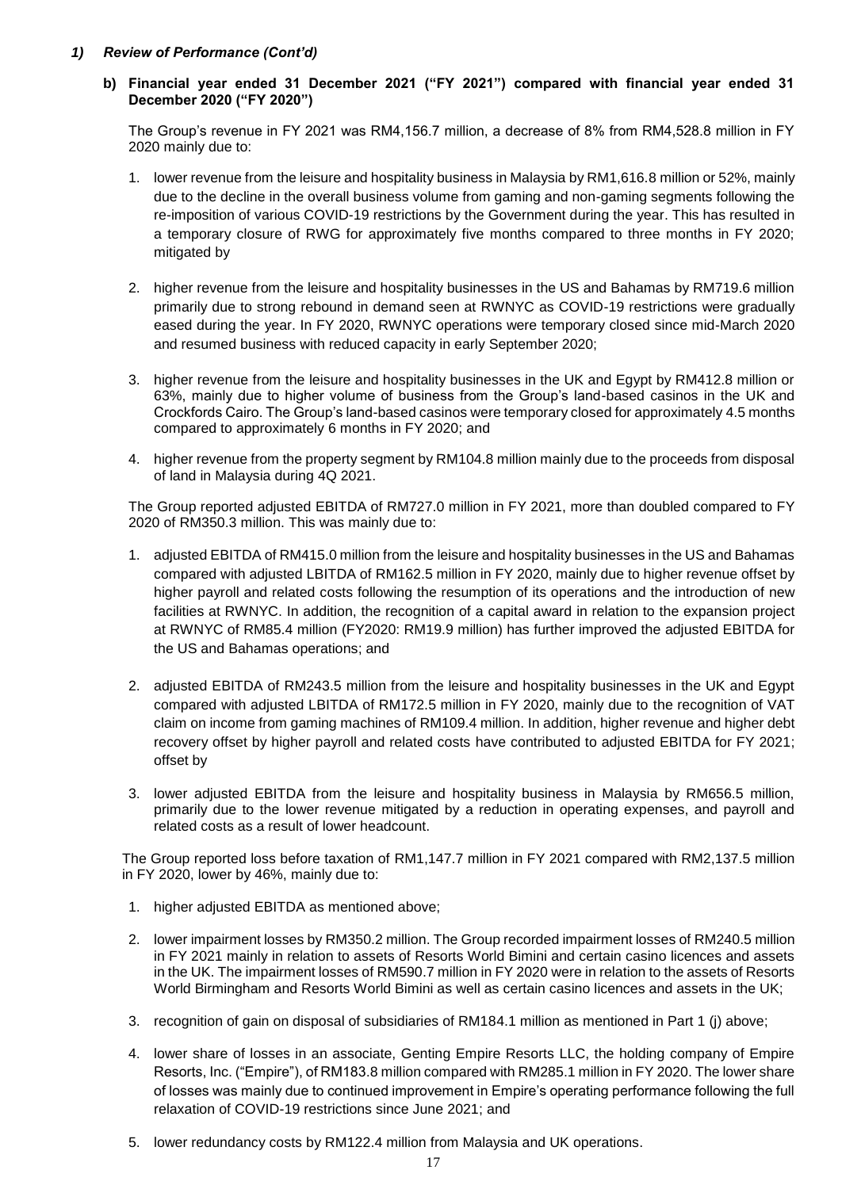## *1) Review of Performance (Cont'd)*

### b) Financial year ended 31 December 2021 ("FY 2021") compared with financial year ended 31 December 2020 ("FY 2020")

The Group's revenue in FY 2021 was RM4,156.7 million, a decrease of 8% from RM4,528.8 million in FY 2020 mainly due to:

1. lower revenue from the leisure and hospitality business in Malaysia by RM1,616.8 million or 52%, mainly due to the decline in the overall business volume from gaming and non-gaming segments following the re-imposition of various COVID-19 restrictions by the Government during the year. This has resulted in a temporary closure of RWG for approximately five months compared to three months in FY 2020; mitigated by

2. higher revenue from the leisure and hospitality businesses in the US and Bahamas by RM719.6 million primarily due to strong rebound in demand seen at RWNYC as COVID-19 restrictions were gradually eased during the year. In FY 2020, RWNYC operations were temporary closed since mid-March 2020 and resumed business with reduced capacity in early September 2020;

3. higher revenue from the leisure and hospitality businesses in the UK and Egypt by RM412.8 million or 63%, mainly due to higher volume of business from the Group's land-based casinos in the UK and Crockfords Cairo. The Group's land-based casinos were temporary closed for approximately 4.5 months compared to approximately 6 months in FY 2020; and

4. higher revenue from the property segment by RM104.8 million mainly due to the proceeds from disposal of land in Malaysia during 4Q 2021.

The Group reported adjusted EBITDA of RM727.0 million in FY 2021, more than doubled compared to FY 2020 of RM350.3 million. This was mainly due to:

1. adjusted EBITDA of RM415.0 million from the leisure and hospitality businesses in the US and Bahamas compared with adjusted LBITDA of RM162.5 million in FY 2020, mainly due to higher revenue offset by higher payroll and related costs following the resumption of its operations and the introduction of new facilities at RWNYC. In addition, the recognition of a capital award in relation to the expansion project at RWNYC of RM85.4 million (FY2020: RM19.9 million) has further improved the adjusted EBITDA for the US and Bahamas operations; and

2. adjusted EBITDA of RM243.5 million from the leisure and hospitality businesses in the UK and Egypt compared with adjusted LBITDA of RM172.5 million in FY 2020, mainly due to the recognition of VAT claim on income from gaming machines of RM109.4 million. In addition, higher revenue and higher debt recovery offset by higher payroll and related costs have contributed to adjusted EBITDA for FY 2021; offset by

3. lower adjusted EBITDA from the leisure and hospitality business in Malaysia by RM656.5 million, primarily due to the lower revenue mitigated by a reduction in operating expenses, and payroll and related costs as a result of lower headcount.

The Group reported loss before taxation of RM1,147.7 million in FY 2021 compared with RM2,137.5 million in FY 2020, lower by 46%, mainly due to:

1. higher adjusted EBITDA as mentioned above;

2. lower impairment losses by RM350.2 million. The Group recorded impairment losses of RM240.5 million in FY 2021 mainly in relation to assets of Resorts World Bimini and certain casino licences and assets in the UK. The impairment losses of RM590.7 million in FY 2020 were in relation to the assets of Resorts World Birmingham and Resorts World Bimini as well as certain casino licences and assets in the UK;

3. recognition of gain on disposal of subsidiaries of RM184.1 million as mentioned in Part 1 (j) above;

4. lower share of losses in an associate, Genting Empire Resorts LLC, the holding company of Empire Resorts, Inc. ("Empire"), of RM183.8 million compared with RM285.1 million in FY 2020. The lower share of losses was mainly due to continued improvement in Empire's operating performance following the full relaxation of COVID-19 restrictions since June 2021; and

5. lower redundancy costs by RM122.4 million from Malaysia and UK operations.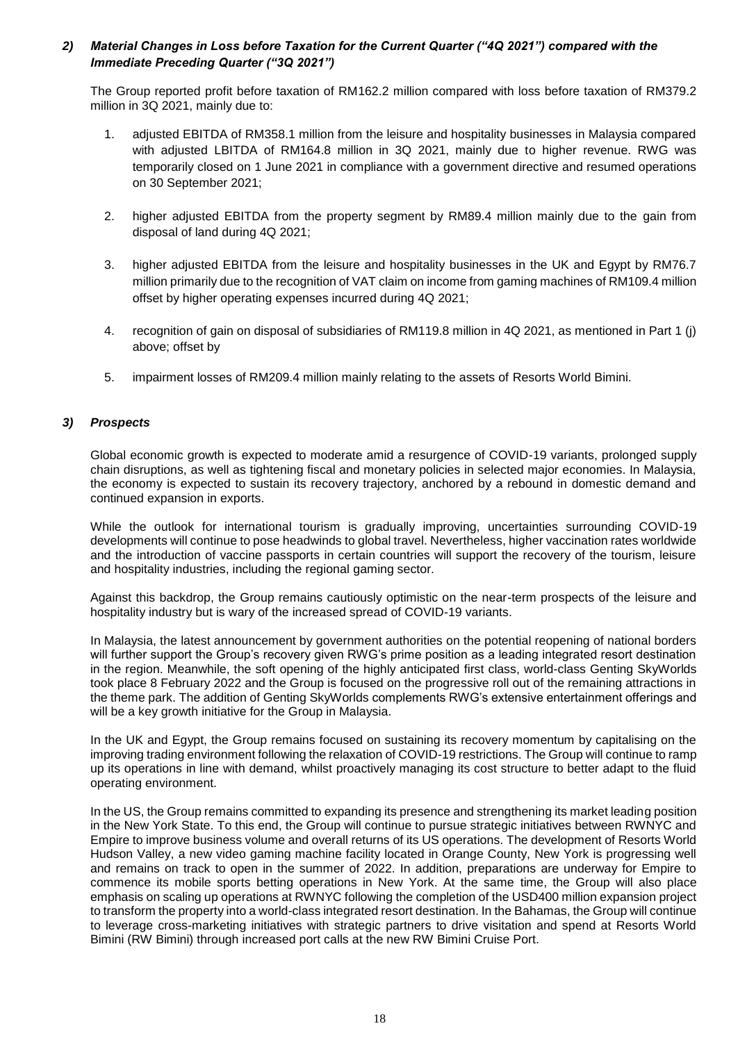## *2) Material Changes in Loss before Taxation for the Current Quarter ("4Q 2021") compared with the Immediate Preceding Quarter ("3Q 2021")*

The Group reported profit before taxation of RM162.2 million compared with loss before taxation of RM379.2 million in 3Q 2021, mainly due to:

1. adjusted EBITDA of RM358.1 million from the leisure and hospitality businesses in Malaysia compared with adjusted LBITDA of RM164.8 million in 3Q 2021, mainly due to higher revenue. RWG was temporarily closed on 1 June 2021 in compliance with a government directive and resumed operations on 30 September 2021;

2. higher adjusted EBITDA from the property segment by RM89.4 million mainly due to the gain from disposal of land during 4Q 2021;

3. higher adjusted EBITDA from the leisure and hospitality businesses in the UK and Egypt by RM76.7 million primarily due to the recognition of VAT claim on income from gaming machines of RM109.4 million offset by higher operating expenses incurred during 4Q 2021;

4. recognition of gain on disposal of subsidiaries of RM119.8 million in 4Q 2021, as mentioned in Part 1 (j) above; offset by

5. impairment losses of RM209.4 million mainly relating to the assets of Resorts World Bimini.

## *3) Prospects*

Global economic growth is expected to moderate amid a resurgence of COVID-19 variants, prolonged supply chain disruptions, as well as tightening fiscal and monetary policies in selected major economies. In Malaysia, the economy is expected to sustain its recovery trajectory, anchored by a rebound in domestic demand and continued expansion in exports.

While the outlook for international tourism is gradually improving, uncertainties surrounding COVID-19 developments will continue to pose headwinds to global travel. Nevertheless, higher vaccination rates worldwide and the introduction of vaccine passports in certain countries will support the recovery of the tourism, leisure and hospitality industries, including the regional gaming sector.

Against this backdrop, the Group remains cautiously optimistic on the near-term prospects of the leisure and hospitality industry but is wary of the increased spread of COVID-19 variants.

In Malaysia, the latest announcement by government authorities on the potential reopening of national borders will further support the Group's recovery given RWG's prime position as a leading integrated resort destination in the region. Meanwhile, the soft opening of the highly anticipated first class, world-class Genting SkyWorlds took place 8 February 2022 and the Group is focused on the progressive roll out of the remaining attractions in the theme park. The addition of Genting SkyWorlds complements RWG's extensive entertainment offerings and will be a key growth initiative for the Group in Malaysia.

In the UK and Egypt, the Group remains focused on sustaining its recovery momentum by capitalising on the improving trading environment following the relaxation of COVID-19 restrictions. The Group will continue to ramp up its operations in line with demand, whilst proactively managing its cost structure to better adapt to the fluid operating environment.

In the US, the Group remains committed to expanding its presence and strengthening its market leading position in the New York State. To this end, the Group will continue to pursue strategic initiatives between RWNYC and Empire to improve business volume and overall returns of its US operations. The development of Resorts World Hudson Valley, a new video gaming machine facility located in Orange County, New York is progressing well and remains on track to open in the summer of 2022. In addition, preparations are underway for Empire to commence its mobile sports betting operations in New York. At the same time, the Group will also place emphasis on scaling up operations at RWNYC following the completion of the USD400 million expansion project to transform the property into a world-class integrated resort destination. In the Bahamas, the Group will continue to leverage cross-marketing initiatives with strategic partners to drive visitation and spend at Resorts World Bimini (RW Bimini) through increased port calls at the new RW Bimini Cruise Port.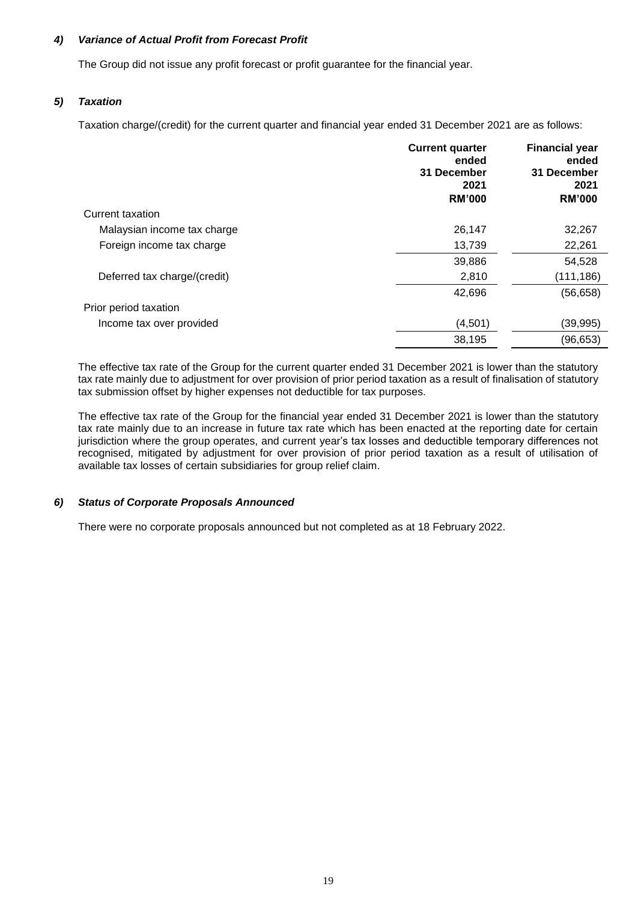### *4) Variance of Actual Profit from Forecast Profit*

The Group did not issue any profit forecast or profit guarantee for the financial year.

### *5) Taxation*

Taxation charge/(credit) for the current quarter and financial year ended 31 December 2021 are as follows:

| | **Current quarter ended 31 December 2021 RM'000** | **Financial year ended 31 December 2021 RM'000** |
|---|---|---|
| Current taxation | | |
| Malaysian income tax charge | 26,147 | 32,267 |
| Foreign income tax charge | 13,739 | 22,261 |
| | 39,886 | 54,528 |
| Deferred tax charge/(credit) | 2,810 | (111,186) |
| | 42,696 | (56,658) |
| Prior period taxation | | |
| Income tax over provided | (4,501) | (39,995) |
| | 38,195 | (96,653) |

The effective tax rate of the Group for the current quarter ended 31 December 2021 is lower than the statutory tax rate mainly due to adjustment for over provision of prior period taxation as a result of finalisation of statutory tax submission offset by higher expenses not deductible for tax purposes.

The effective tax rate of the Group for the financial year ended 31 December 2021 is lower than the statutory tax rate mainly due to an increase in future tax rate which has been enacted at the reporting date for certain jurisdiction where the group operates, and current year's tax losses and deductible temporary differences not recognised, mitigated by adjustment for over provision of prior period taxation as a result of utilisation of available tax losses of certain subsidiaries for group relief claim.

### *6) Status of Corporate Proposals Announced*

There were no corporate proposals announced but not completed as at 18 February 2022.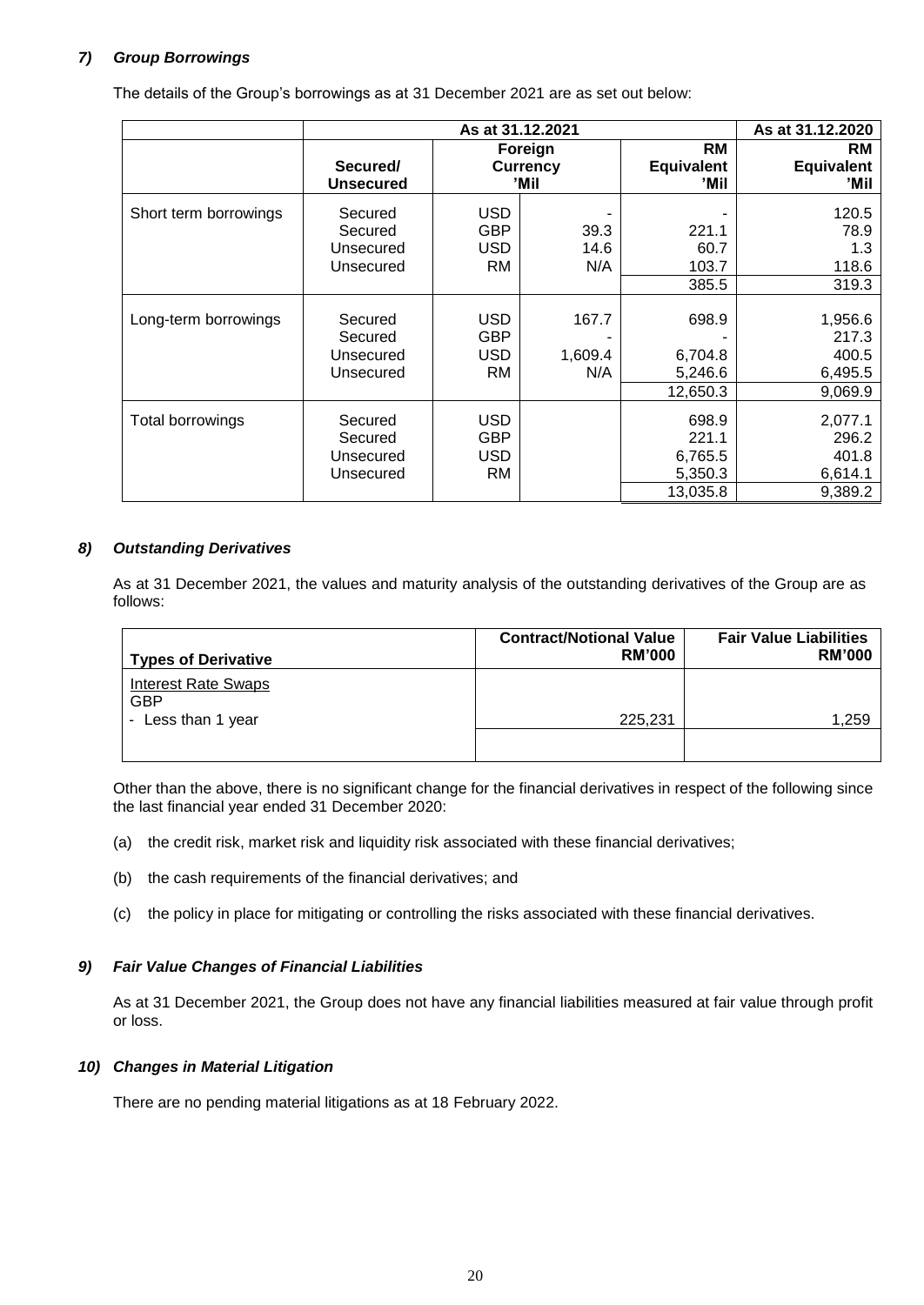### *7) Group Borrowings*

The details of the Group's borrowings as at 31 December 2021 are as set out below:

| | As at 31.12.2021 | | | | As at 31.12.2020 |
|---|---|---|---|---|---|
| | **Secured/ Unsecured** | **Foreign Currency 'Mil** | | **RM Equivalent 'Mil** | **RM Equivalent 'Mil** |
| Short term borrowings | Secured | USD | - | - | 120.5 |
| | Secured | GBP | 39.3 | 221.1 | 78.9 |
| | Unsecured | USD | 14.6 | 60.7 | 1.3 |
| | Unsecured | RM | N/A | 103.7 | 118.6 |
| | | | | 385.5 | 319.3 |
| Long-term borrowings | Secured | USD | 167.7 | 698.9 | 1,956.6 |
| | Secured | GBP | - | - | 217.3 |
| | Unsecured | USD | 1,609.4 | 6,704.8 | 400.5 |
| | Unsecured | RM | N/A | 5,246.6 | 6,495.5 |
| | | | | 12,650.3 | 9,069.9 |
| Total borrowings | Secured | USD | | 698.9 | 2,077.1 |
| | Secured | GBP | | 221.1 | 296.2 |
| | Unsecured | USD | | 6,765.5 | 401.8 |
| | Unsecured | RM | | 5,350.3 | 6,614.1 |
| | | | | 13,035.8 | 9,389.2 |

### *8) Outstanding Derivatives*

As at 31 December 2021, the values and maturity analysis of the outstanding derivatives of the Group are as follows:

| **Types of Derivative** | **Contract/Notional Value RM'000** | **Fair Value Liabilities RM'000** |
|---|---|---|
| Interest Rate Swaps | | |
| GBP | | |
| - Less than 1 year | 225,231 | 1,259 |

Other than the above, there is no significant change for the financial derivatives in respect of the following since the last financial year ended 31 December 2020:

(a) the credit risk, market risk and liquidity risk associated with these financial derivatives;

(b) the cash requirements of the financial derivatives; and

(c) the policy in place for mitigating or controlling the risks associated with these financial derivatives.

### *9) Fair Value Changes of Financial Liabilities*

As at 31 December 2021, the Group does not have any financial liabilities measured at fair value through profit or loss.

### *10) Changes in Material Litigation*

There are no pending material litigations as at 18 February 2022.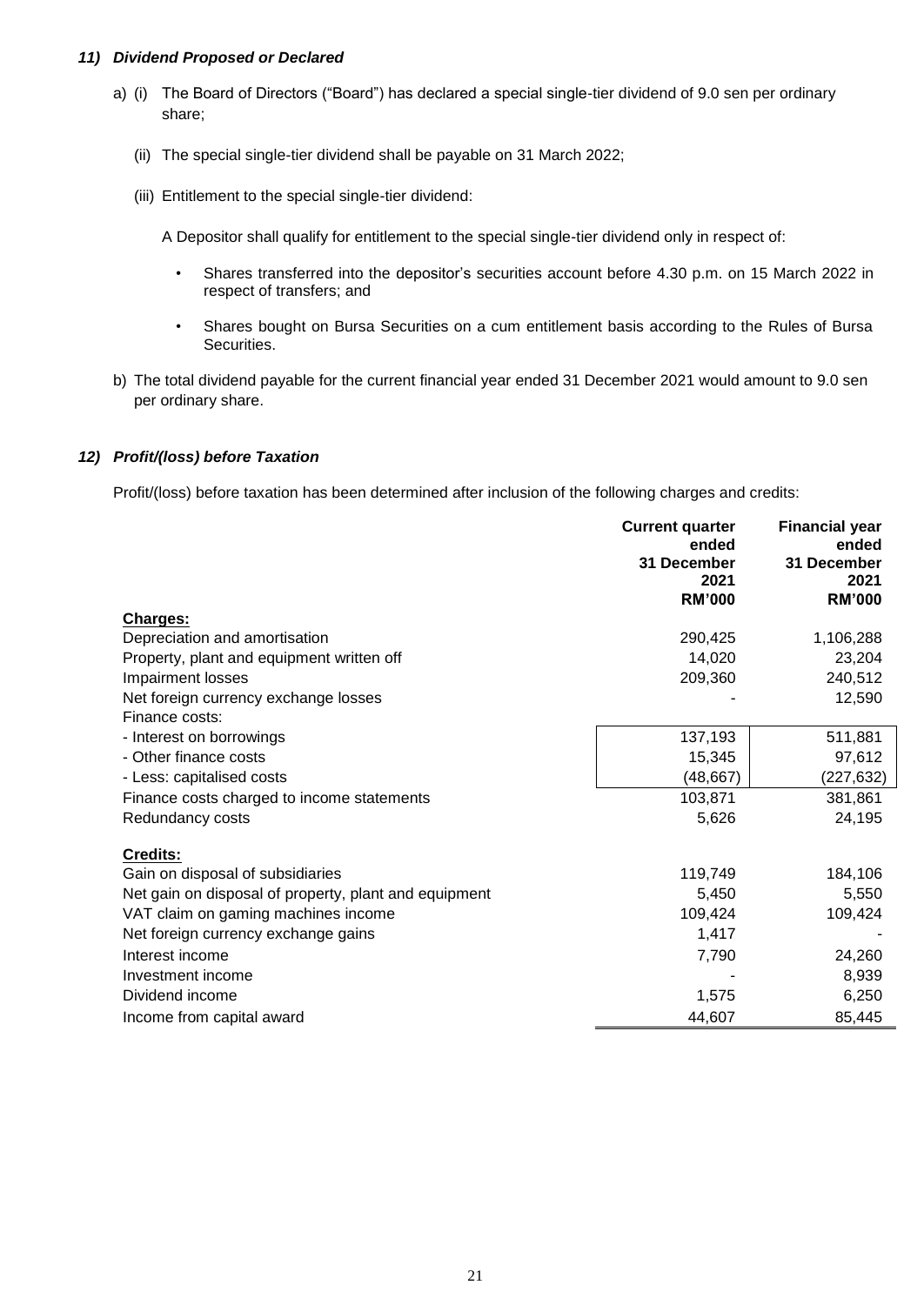### *11) Dividend Proposed or Declared*

a) (i) The Board of Directors ("Board") has declared a special single-tier dividend of 9.0 sen per ordinary share;

(ii) The special single-tier dividend shall be payable on 31 March 2022;

(iii) Entitlement to the special single-tier dividend:

A Depositor shall qualify for entitlement to the special single-tier dividend only in respect of:

- Shares transferred into the depositor's securities account before 4.30 p.m. on 15 March 2022 in respect of transfers; and
- Shares bought on Bursa Securities on a cum entitlement basis according to the Rules of Bursa Securities.

b) The total dividend payable for the current financial year ended 31 December 2021 would amount to 9.0 sen per ordinary share.

### *12) Profit/(loss) before Taxation*

Profit/(loss) before taxation has been determined after inclusion of the following charges and credits:

| | Current quarter ended 31 December 2021 RM'000 | Financial year ended 31 December 2021 RM'000 |
|---|---|---|
| **Charges:** | | |
| Depreciation and amortisation | 290,425 | 1,106,288 |
| Property, plant and equipment written off | 14,020 | 23,204 |
| Impairment losses | 209,360 | 240,512 |
| Net foreign currency exchange losses | - | 12,590 |
| Finance costs: | | |
| - Interest on borrowings | 137,193 | 511,881 |
| - Other finance costs | 15,345 | 97,612 |
| - Less: capitalised costs | (48,667) | (227,632) |
| Finance costs charged to income statements | 103,871 | 381,861 |
| Redundancy costs | 5,626 | 24,195 |
| **Credits:** | | |
| Gain on disposal of subsidiaries | 119,749 | 184,106 |
| Net gain on disposal of property, plant and equipment | 5,450 | 5,550 |
| VAT claim on gaming machines income | 109,424 | 109,424 |
| Net foreign currency exchange gains | 1,417 | - |
| Interest income | 7,790 | 24,260 |
| Investment income | - | 8,939 |
| Dividend income | 1,575 | 6,250 |
| Income from capital award | 44,607 | 85,445 |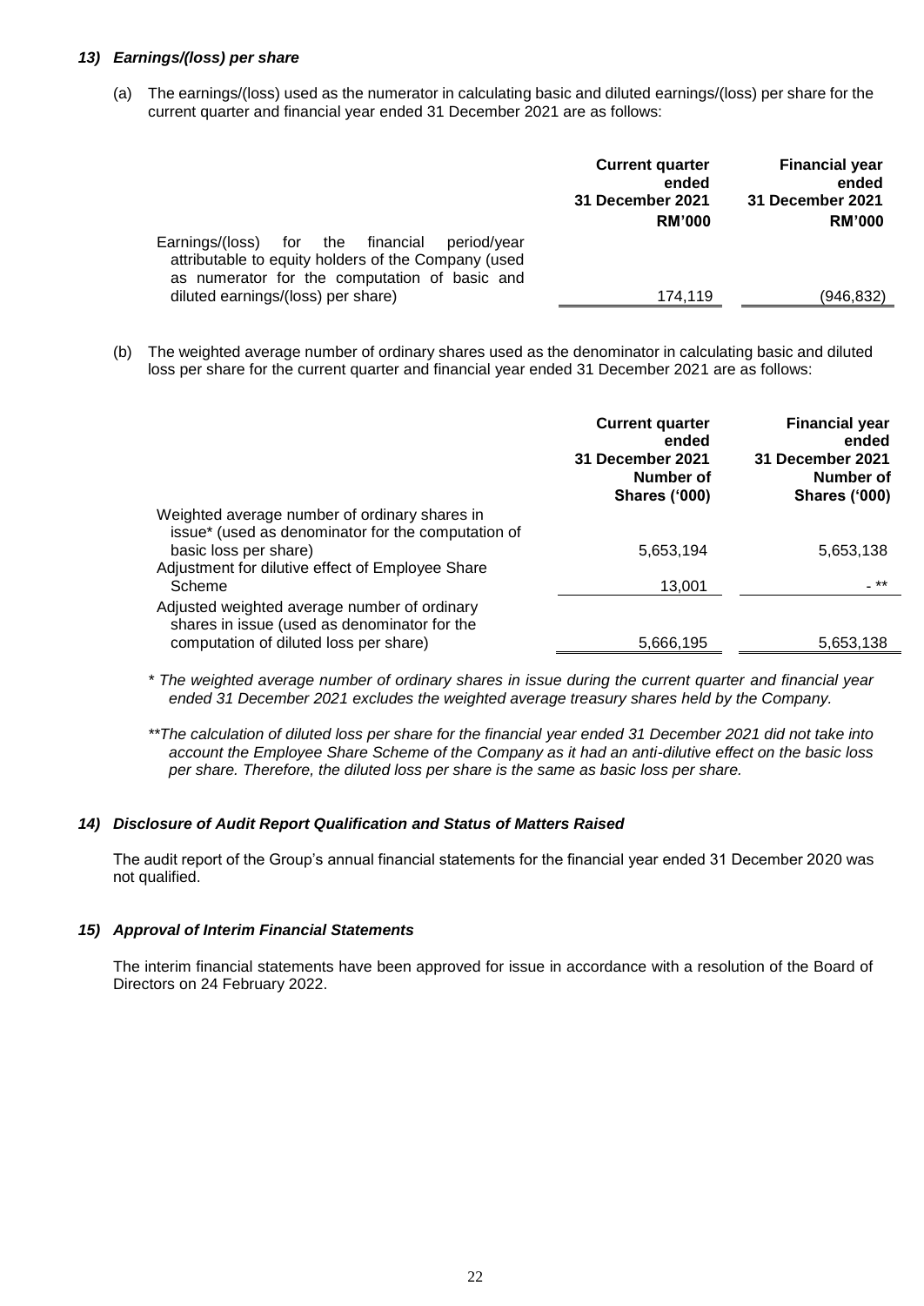### 13) *Earnings/(loss) per share*

(a) The earnings/(loss) used as the numerator in calculating basic and diluted earnings/(loss) per share for the current quarter and financial year ended 31 December 2021 are as follows:

| | **Current quarter ended 31 December 2021** | **Financial year ended 31 December 2021** |
|---|---|---|
| | **RM'000** | **RM'000** |
| Earnings/(loss) for the financial period/year attributable to equity holders of the Company (used as numerator for the computation of basic and diluted earnings/(loss) per share) | 174,119 | (946,832) |

(b) The weighted average number of ordinary shares used as the denominator in calculating basic and diluted loss per share for the current quarter and financial year ended 31 December 2021 are as follows:

| | **Current quarter ended 31 December 2021** | **Financial year ended 31 December 2021** |
|---|---|---|
| | **Number of Shares ('000)** | **Number of Shares ('000)** |
| Weighted average number of ordinary shares in issue* (used as denominator for the computation of basic loss per share) | 5,653,194 | 5,653,138 |
| Adjustment for dilutive effect of Employee Share Scheme | 13,001 | - ** |
| Adjusted weighted average number of ordinary shares in issue (used as denominator for the computation of diluted loss per share) | 5,666,195 | 5,653,138 |

*\* The weighted average number of ordinary shares in issue during the current quarter and financial year ended 31 December 2021 excludes the weighted average treasury shares held by the Company.*

*\*\*The calculation of diluted loss per share for the financial year ended 31 December 2021 did not take into account the Employee Share Scheme of the Company as it had an anti-dilutive effect on the basic loss per share. Therefore, the diluted loss per share is the same as basic loss per share.*

### 14) *Disclosure of Audit Report Qualification and Status of Matters Raised*

The audit report of the Group's annual financial statements for the financial year ended 31 December 2020 was not qualified.

### 15) *Approval of Interim Financial Statements*

The interim financial statements have been approved for issue in accordance with a resolution of the Board of Directors on 24 February 2022.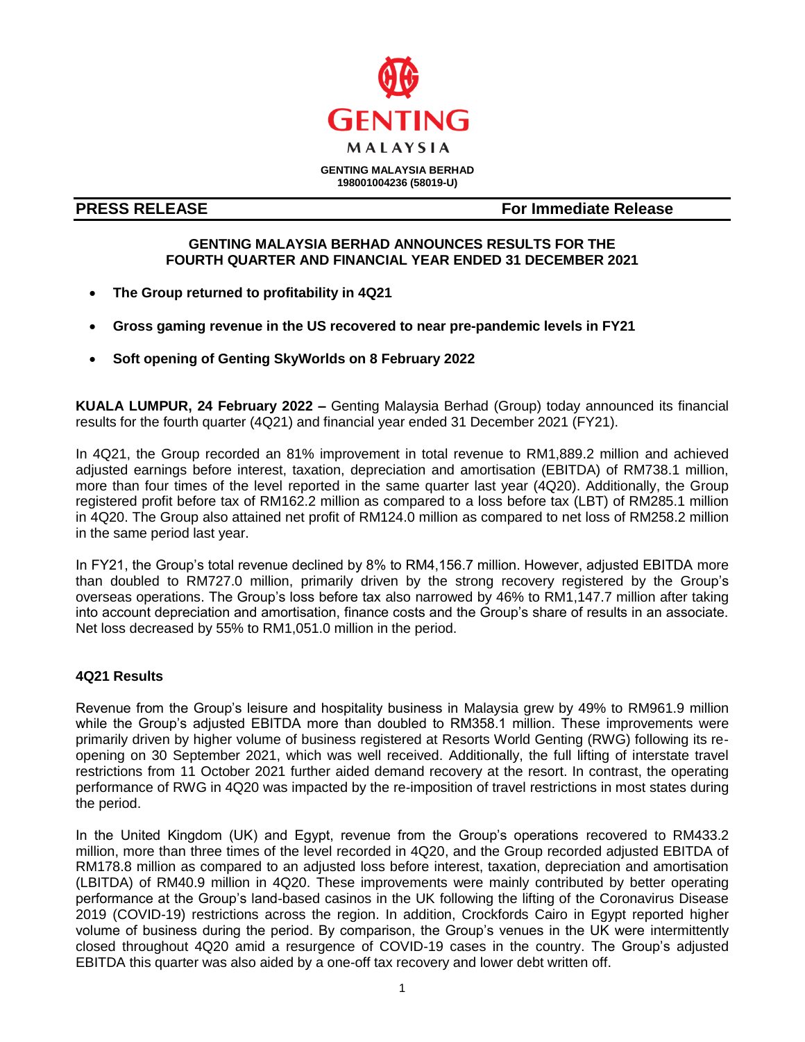GENTING MALAYSIA

**GENTING MALAYSIA BERHAD**
**198001004236 (58019-U)**

**PRESS RELEASE** **For Immediate Release**

**GENTING MALAYSIA BERHAD ANNOUNCES RESULTS FOR THE FOURTH QUARTER AND FINANCIAL YEAR ENDED 31 DECEMBER 2021**

- **The Group returned to profitability in 4Q21**
- **Gross gaming revenue in the US recovered to near pre-pandemic levels in FY21**
- **Soft opening of Genting SkyWorlds on 8 February 2022**

**KUALA LUMPUR, 24 February 2022 –** Genting Malaysia Berhad (Group) today announced its financial results for the fourth quarter (4Q21) and financial year ended 31 December 2021 (FY21).

In 4Q21, the Group recorded an 81% improvement in total revenue to RM1,889.2 million and achieved adjusted earnings before interest, taxation, depreciation and amortisation (EBITDA) of RM738.1 million, more than four times of the level reported in the same quarter last year (4Q20). Additionally, the Group registered profit before tax of RM162.2 million as compared to a loss before tax (LBT) of RM285.1 million in 4Q20. The Group also attained net profit of RM124.0 million as compared to net loss of RM258.2 million in the same period last year.

In FY21, the Group's total revenue declined by 8% to RM4,156.7 million. However, adjusted EBITDA more than doubled to RM727.0 million, primarily driven by the strong recovery registered by the Group's overseas operations. The Group's loss before tax also narrowed by 46% to RM1,147.7 million after taking into account depreciation and amortisation, finance costs and the Group's share of results in an associate. Net loss decreased by 55% to RM1,051.0 million in the period.

## 4Q21 Results

Revenue from the Group's leisure and hospitality business in Malaysia grew by 49% to RM961.9 million while the Group's adjusted EBITDA more than doubled to RM358.1 million. These improvements were primarily driven by higher volume of business registered at Resorts World Genting (RWG) following its re-opening on 30 September 2021, which was well received. Additionally, the full lifting of interstate travel restrictions from 11 October 2021 further aided demand recovery at the resort. In contrast, the operating performance of RWG in 4Q20 was impacted by the re-imposition of travel restrictions in most states during the period.

In the United Kingdom (UK) and Egypt, revenue from the Group's operations recovered to RM433.2 million, more than three times of the level recorded in 4Q20, and the Group recorded adjusted EBITDA of RM178.8 million as compared to an adjusted loss before interest, taxation, depreciation and amortisation (LBITDA) of RM40.9 million in 4Q20. These improvements were mainly contributed by better operating performance at the Group's land-based casinos in the UK following the lifting of the Coronavirus Disease 2019 (COVID-19) restrictions across the region. In addition, Crockfords Cairo in Egypt reported higher volume of business during the period. By comparison, the Group's venues in the UK were intermittently closed throughout 4Q20 amid a resurgence of COVID-19 cases in the country. The Group's adjusted EBITDA this quarter was also aided by a one-off tax recovery and lower debt written off.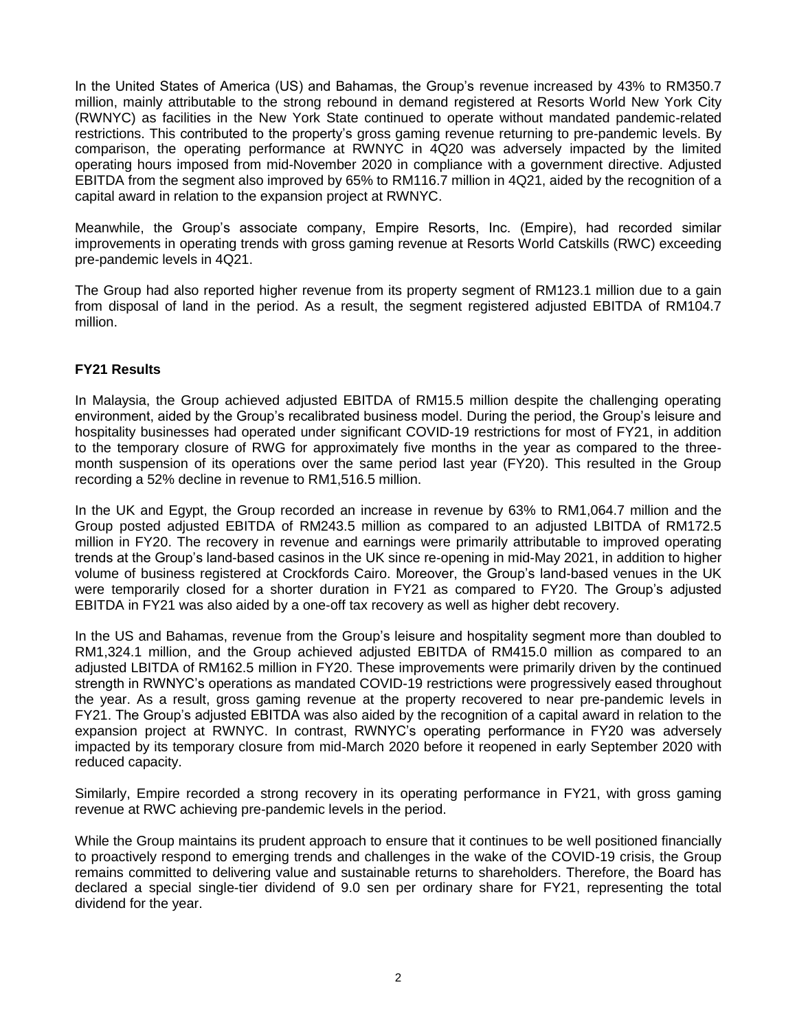In the United States of America (US) and Bahamas, the Group's revenue increased by 43% to RM350.7 million, mainly attributable to the strong rebound in demand registered at Resorts World New York City (RWNYC) as facilities in the New York State continued to operate without mandated pandemic-related restrictions. This contributed to the property's gross gaming revenue returning to pre-pandemic levels. By comparison, the operating performance at RWNYC in 4Q20 was adversely impacted by the limited operating hours imposed from mid-November 2020 in compliance with a government directive. Adjusted EBITDA from the segment also improved by 65% to RM116.7 million in 4Q21, aided by the recognition of a capital award in relation to the expansion project at RWNYC.

Meanwhile, the Group's associate company, Empire Resorts, Inc. (Empire), had recorded similar improvements in operating trends with gross gaming revenue at Resorts World Catskills (RWC) exceeding pre-pandemic levels in 4Q21.

The Group had also reported higher revenue from its property segment of RM123.1 million due to a gain from disposal of land in the period. As a result, the segment registered adjusted EBITDA of RM104.7 million.

**FY21 Results**

In Malaysia, the Group achieved adjusted EBITDA of RM15.5 million despite the challenging operating environment, aided by the Group's recalibrated business model. During the period, the Group's leisure and hospitality businesses had operated under significant COVID-19 restrictions for most of FY21, in addition to the temporary closure of RWG for approximately five months in the year as compared to the three-month suspension of its operations over the same period last year (FY20). This resulted in the Group recording a 52% decline in revenue to RM1,516.5 million.

In the UK and Egypt, the Group recorded an increase in revenue by 63% to RM1,064.7 million and the Group posted adjusted EBITDA of RM243.5 million as compared to an adjusted LBITDA of RM172.5 million in FY20. The recovery in revenue and earnings were primarily attributable to improved operating trends at the Group's land-based casinos in the UK since re-opening in mid-May 2021, in addition to higher volume of business registered at Crockfords Cairo. Moreover, the Group's land-based venues in the UK were temporarily closed for a shorter duration in FY21 as compared to FY20. The Group's adjusted EBITDA in FY21 was also aided by a one-off tax recovery as well as higher debt recovery.

In the US and Bahamas, revenue from the Group's leisure and hospitality segment more than doubled to RM1,324.1 million, and the Group achieved adjusted EBITDA of RM415.0 million as compared to an adjusted LBITDA of RM162.5 million in FY20. These improvements were primarily driven by the continued strength in RWNYC's operations as mandated COVID-19 restrictions were progressively eased throughout the year. As a result, gross gaming revenue at the property recovered to near pre-pandemic levels in FY21. The Group's adjusted EBITDA was also aided by the recognition of a capital award in relation to the expansion project at RWNYC. In contrast, RWNYC's operating performance in FY20 was adversely impacted by its temporary closure from mid-March 2020 before it reopened in early September 2020 with reduced capacity.

Similarly, Empire recorded a strong recovery in its operating performance in FY21, with gross gaming revenue at RWC achieving pre-pandemic levels in the period.

While the Group maintains its prudent approach to ensure that it continues to be well positioned financially to proactively respond to emerging trends and challenges in the wake of the COVID-19 crisis, the Group remains committed to delivering value and sustainable returns to shareholders. Therefore, the Board has declared a special single-tier dividend of 9.0 sen per ordinary share for FY21, representing the total dividend for the year.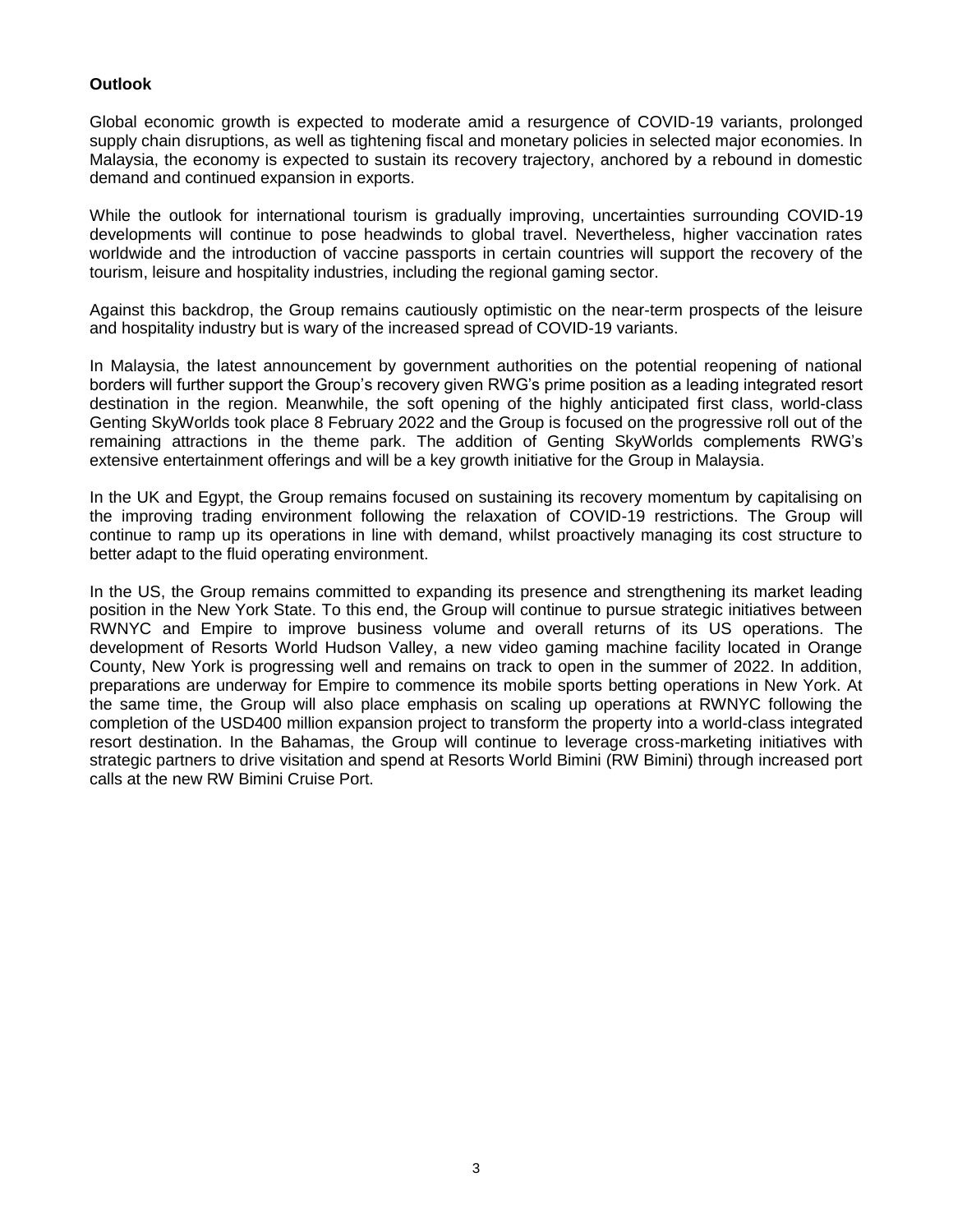**Outlook**

Global economic growth is expected to moderate amid a resurgence of COVID-19 variants, prolonged supply chain disruptions, as well as tightening fiscal and monetary policies in selected major economies. In Malaysia, the economy is expected to sustain its recovery trajectory, anchored by a rebound in domestic demand and continued expansion in exports.

While the outlook for international tourism is gradually improving, uncertainties surrounding COVID-19 developments will continue to pose headwinds to global travel. Nevertheless, higher vaccination rates worldwide and the introduction of vaccine passports in certain countries will support the recovery of the tourism, leisure and hospitality industries, including the regional gaming sector.

Against this backdrop, the Group remains cautiously optimistic on the near-term prospects of the leisure and hospitality industry but is wary of the increased spread of COVID-19 variants.

In Malaysia, the latest announcement by government authorities on the potential reopening of national borders will further support the Group's recovery given RWG's prime position as a leading integrated resort destination in the region. Meanwhile, the soft opening of the highly anticipated first class, world-class Genting SkyWorlds took place 8 February 2022 and the Group is focused on the progressive roll out of the remaining attractions in the theme park. The addition of Genting SkyWorlds complements RWG's extensive entertainment offerings and will be a key growth initiative for the Group in Malaysia.

In the UK and Egypt, the Group remains focused on sustaining its recovery momentum by capitalising on the improving trading environment following the relaxation of COVID-19 restrictions. The Group will continue to ramp up its operations in line with demand, whilst proactively managing its cost structure to better adapt to the fluid operating environment.

In the US, the Group remains committed to expanding its presence and strengthening its market leading position in the New York State. To this end, the Group will continue to pursue strategic initiatives between RWNYC and Empire to improve business volume and overall returns of its US operations. The development of Resorts World Hudson Valley, a new video gaming machine facility located in Orange County, New York is progressing well and remains on track to open in the summer of 2022. In addition, preparations are underway for Empire to commence its mobile sports betting operations in New York. At the same time, the Group will also place emphasis on scaling up operations at RWNYC following the completion of the USD400 million expansion project to transform the property into a world-class integrated resort destination. In the Bahamas, the Group will continue to leverage cross-marketing initiatives with strategic partners to drive visitation and spend at Resorts World Bimini (RW Bimini) through increased port calls at the new RW Bimini Cruise Port.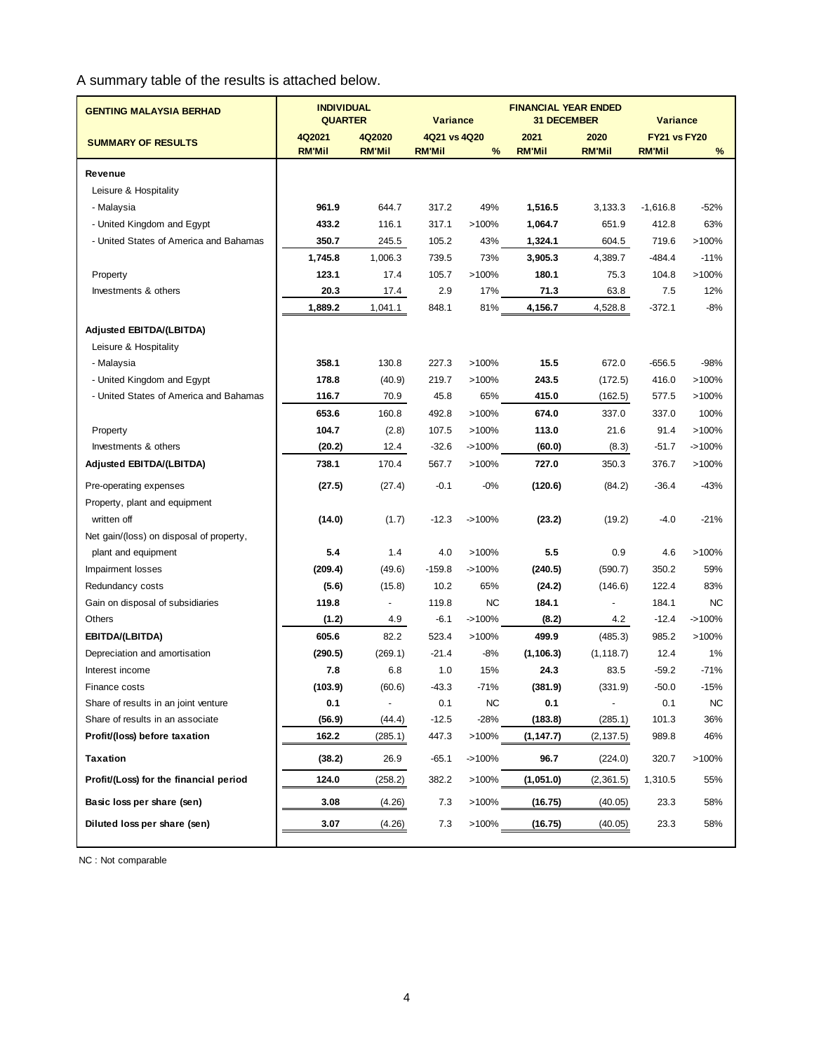A summary table of the results is attached below.

| GENTING MALAYSIA BERHAD | INDIVIDUAL QUARTER | | Variance | | FINANCIAL YEAR ENDED 31 DECEMBER | | Variance | |
|---|---|---|---|---|---|---|---|---|
| **SUMMARY OF RESULTS** | **4Q2021** | **4Q2020** | **4Q21 vs 4Q20** | | **2021** | **2020** | **FY21 vs FY20** | |
| | **RM'Mil** | **RM'Mil** | **RM'Mil** | **%** | **RM'Mil** | **RM'Mil** | **RM'Mil** | **%** |
| **Revenue** | | | | | | | | |
| Leisure & Hospitality | | | | | | | | |
| - Malaysia | **961.9** | 644.7 | 317.2 | 49% | **1,516.5** | 3,133.3 | -1,616.8 | -52% |
| - United Kingdom and Egypt | **433.2** | 116.1 | 317.1 | >100% | **1,064.7** | 651.9 | 412.8 | 63% |
| - United States of America and Bahamas | **350.7** | 245.5 | 105.2 | 43% | **1,324.1** | 604.5 | 719.6 | >100% |
| | **1,745.8** | 1,006.3 | 739.5 | 73% | **3,905.3** | 4,389.7 | -484.4 | -11% |
| Property | **123.1** | 17.4 | 105.7 | >100% | **180.1** | 75.3 | 104.8 | >100% |
| Investments & others | **20.3** | 17.4 | 2.9 | 17% | **71.3** | 63.8 | 7.5 | 12% |
| | **1,889.2** | 1,041.1 | 848.1 | 81% | **4,156.7** | 4,528.8 | -372.1 | -8% |
| **Adjusted EBITDA/(LBITDA)** | | | | | | | | |
| Leisure & Hospitality | | | | | | | | |
| - Malaysia | **358.1** | 130.8 | 227.3 | >100% | **15.5** | 672.0 | -656.5 | -98% |
| - United Kingdom and Egypt | **178.8** | (40.9) | 219.7 | >100% | **243.5** | (172.5) | 416.0 | >100% |
| - United States of America and Bahamas | **116.7** | 70.9 | 45.8 | 65% | **415.0** | (162.5) | 577.5 | >100% |
| | **653.6** | 160.8 | 492.8 | >100% | **674.0** | 337.0 | 337.0 | 100% |
| Property | **104.7** | (2.8) | 107.5 | >100% | **113.0** | 21.6 | 91.4 | >100% |
| Investments & others | **(20.2)** | 12.4 | -32.6 | ->100% | **(60.0)** | (8.3) | -51.7 | ->100% |
| **Adjusted EBITDA/(LBITDA)** | **738.1** | 170.4 | 567.7 | >100% | **727.0** | 350.3 | 376.7 | >100% |
| Pre-operating expenses | **(27.5)** | (27.4) | -0.1 | -0% | **(120.6)** | (84.2) | -36.4 | -43% |
| Property, plant and equipment written off | **(14.0)** | (1.7) | -12.3 | ->100% | **(23.2)** | (19.2) | -4.0 | -21% |
| Net gain/(loss) on disposal of property, plant and equipment | **5.4** | 1.4 | 4.0 | >100% | **5.5** | 0.9 | 4.6 | >100% |
| Impairment losses | **(209.4)** | (49.6) | -159.8 | ->100% | **(240.5)** | (590.7) | 350.2 | 59% |
| Redundancy costs | **(5.6)** | (15.8) | 10.2 | 65% | **(24.2)** | (146.6) | 122.4 | 83% |
| Gain on disposal of subsidiaries | **119.8** | - | 119.8 | NC | **184.1** | - | 184.1 | NC |
| Others | **(1.2)** | 4.9 | -6.1 | ->100% | **(8.2)** | 4.2 | -12.4 | ->100% |
| **EBITDA/(LBITDA)** | **605.6** | 82.2 | 523.4 | >100% | **499.9** | (485.3) | 985.2 | >100% |
| Depreciation and amortisation | **(290.5)** | (269.1) | -21.4 | -8% | **(1,106.3)** | (1,118.7) | 12.4 | 1% |
| Interest income | **7.8** | 6.8 | 1.0 | 15% | **24.3** | 83.5 | -59.2 | -71% |
| Finance costs | **(103.9)** | (60.6) | -43.3 | -71% | **(381.9)** | (331.9) | -50.0 | -15% |
| Share of results in an joint venture | **0.1** | - | 0.1 | NC | **0.1** | - | 0.1 | NC |
| Share of results in an associate | **(56.9)** | (44.4) | -12.5 | -28% | **(183.8)** | (285.1) | 101.3 | 36% |
| **Profit/(loss) before taxation** | **162.2** | (285.1) | 447.3 | >100% | **(1,147.7)** | (2,137.5) | 989.8 | 46% |
| **Taxation** | **(38.2)** | 26.9 | -65.1 | ->100% | **96.7** | (224.0) | 320.7 | >100% |
| **Profit/(Loss) for the financial period** | **124.0** | (258.2) | 382.2 | >100% | **(1,051.0)** | (2,361.5) | 1,310.5 | 55% |
| **Basic loss per share (sen)** | **3.08** | (4.26) | 7.3 | >100% | **(16.75)** | (40.05) | 23.3 | 58% |
| **Diluted loss per share (sen)** | **3.07** | (4.26) | 7.3 | >100% | **(16.75)** | (40.05) | 23.3 | 58% |

NC : Not comparable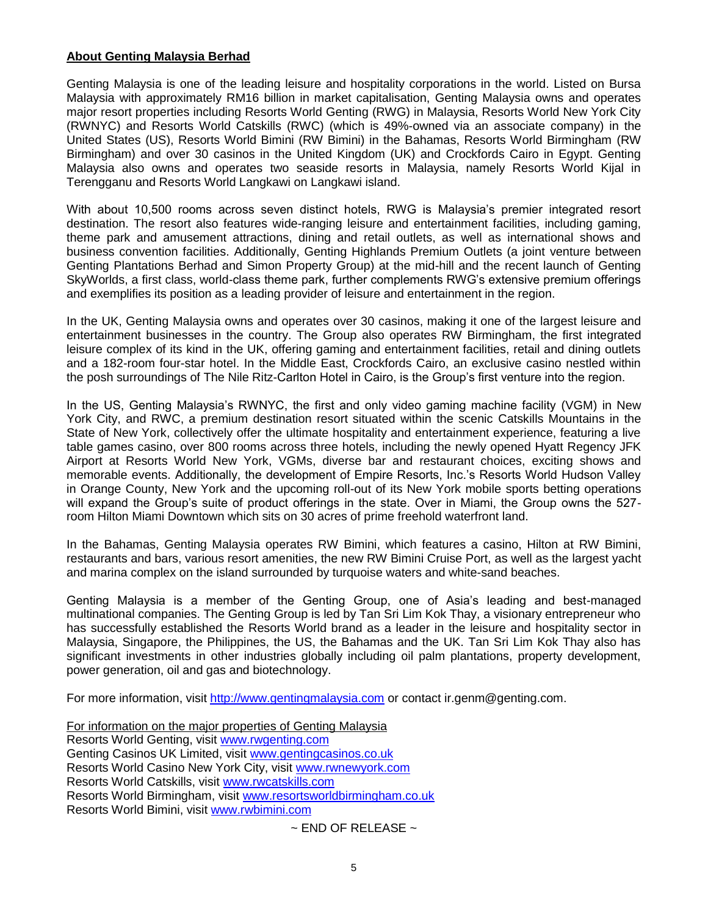**About Genting Malaysia Berhad**

Genting Malaysia is one of the leading leisure and hospitality corporations in the world. Listed on Bursa Malaysia with approximately RM16 billion in market capitalisation, Genting Malaysia owns and operates major resort properties including Resorts World Genting (RWG) in Malaysia, Resorts World New York City (RWNYC) and Resorts World Catskills (RWC) (which is 49%-owned via an associate company) in the United States (US), Resorts World Bimini (RW Bimini) in the Bahamas, Resorts World Birmingham (RW Birmingham) and over 30 casinos in the United Kingdom (UK) and Crockfords Cairo in Egypt. Genting Malaysia also owns and operates two seaside resorts in Malaysia, namely Resorts World Kijal in Terengganu and Resorts World Langkawi on Langkawi island.

With about 10,500 rooms across seven distinct hotels, RWG is Malaysia's premier integrated resort destination. The resort also features wide-ranging leisure and entertainment facilities, including gaming, theme park and amusement attractions, dining and retail outlets, as well as international shows and business convention facilities. Additionally, Genting Highlands Premium Outlets (a joint venture between Genting Plantations Berhad and Simon Property Group) at the mid-hill and the recent launch of Genting SkyWorlds, a first class, world-class theme park, further complements RWG's extensive premium offerings and exemplifies its position as a leading provider of leisure and entertainment in the region.

In the UK, Genting Malaysia owns and operates over 30 casinos, making it one of the largest leisure and entertainment businesses in the country. The Group also operates RW Birmingham, the first integrated leisure complex of its kind in the UK, offering gaming and entertainment facilities, retail and dining outlets and a 182-room four-star hotel. In the Middle East, Crockfords Cairo, an exclusive casino nestled within the posh surroundings of The Nile Ritz-Carlton Hotel in Cairo, is the Group's first venture into the region.

In the US, Genting Malaysia's RWNYC, the first and only video gaming machine facility (VGM) in New York City, and RWC, a premium destination resort situated within the scenic Catskills Mountains in the State of New York, collectively offer the ultimate hospitality and entertainment experience, featuring a live table games casino, over 800 rooms across three hotels, including the newly opened Hyatt Regency JFK Airport at Resorts World New York, VGMs, diverse bar and restaurant choices, exciting shows and memorable events. Additionally, the development of Empire Resorts, Inc.'s Resorts World Hudson Valley in Orange County, New York and the upcoming roll-out of its New York mobile sports betting operations will expand the Group's suite of product offerings in the state. Over in Miami, the Group owns the 527-room Hilton Miami Downtown which sits on 30 acres of prime freehold waterfront land.

In the Bahamas, Genting Malaysia operates RW Bimini, which features a casino, Hilton at RW Bimini, restaurants and bars, various resort amenities, the new RW Bimini Cruise Port, as well as the largest yacht and marina complex on the island surrounded by turquoise waters and white-sand beaches.

Genting Malaysia is a member of the Genting Group, one of Asia's leading and best-managed multinational companies. The Genting Group is led by Tan Sri Lim Kok Thay, a visionary entrepreneur who has successfully established the Resorts World brand as a leader in the leisure and hospitality sector in Malaysia, Singapore, the Philippines, the US, the Bahamas and the UK. Tan Sri Lim Kok Thay also has significant investments in other industries globally including oil palm plantations, property development, power generation, oil and gas and biotechnology.

For more information, visit http://www.gentingmalaysia.com or contact ir.genm@genting.com.

For information on the major properties of Genting Malaysia
Resorts World Genting, visit www.rwgenting.com
Genting Casinos UK Limited, visit www.gentingcasinos.co.uk
Resorts World Casino New York City, visit www.rwnewyork.com
Resorts World Catskills, visit www.rwcatskills.com
Resorts World Birmingham, visit www.resortsworldbirmingham.co.uk
Resorts World Bimini, visit www.rwbimini.com

~ END OF RELEASE ~